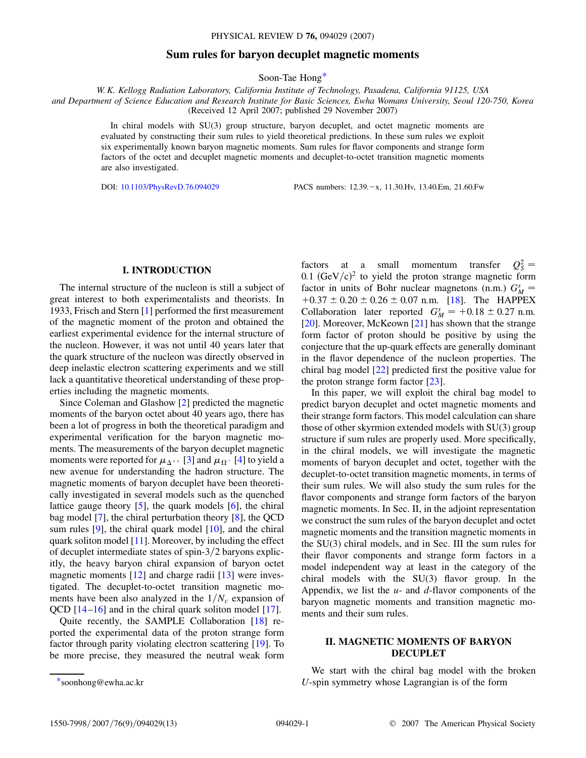# Sum rules for baryon decuplet magnetic moments

Soon-Tae Hong[*]

*W. K. Kellogg Radiation Laboratory, California Institute of Technology, Pasadena, California 91125, USA and Department of Science Education and Research Institute for Basic Sciences, Ewha Womans University, Seoul 120-750, Korea*

(Received 12 April 2007; published 29 November 2007)

In chiral models with SU(3) group structure, baryon decuplet, and octet magnetic moments are evaluated by constructing their sum rules to yield theoretical predictions. In these sum rules we exploit six experimentally known baryon magnetic moments. Sum rules for flavor components and strange form factors of the octet and decuplet magnetic moments and decuplet-to-octet transition magnetic moments are also investigated.

DOI: 10.1103/PhysRevD.76.094029 PACS numbers: 12.39.−x, 11.30.Hv, 13.40.Em, 21.60.Fw

## I. INTRODUCTION

The internal structure of the nucleon is still a subject of great interest to both experimentalists and theorists. In 1933, Frisch and Stern [1] performed the first measurement of the magnetic moment of the proton and obtained the earliest experimental evidence for the internal structure of the nucleon. However, it was not until 40 years later that the quark structure of the nucleon was directly observed in deep inelastic electron scattering experiments and we still lack a quantitative theoretical understanding of these properties including the magnetic moments.

Since Coleman and Glashow [2] predicted the magnetic moments of the baryon octet about 40 years ago, there has been a lot of progress in both the theoretical paradigm and experimental verification for the baryon magnetic moments. The measurements of the baryon decuplet magnetic moments were reported for $\mu_{\Delta^{++}}$ [3] and $\mu_{\Omega^-}$ [4] to yield a new avenue for understanding the hadron structure. The magnetic moments of baryon decuplet have been theoretically investigated in several models such as the quenched lattice gauge theory [5], the quark models [6], the chiral bag model [7], the chiral perturbation theory [8], the QCD sum rules [9], the chiral quark model [10], and the chiral quark soliton model [11]. Moreover, by including the effect of decuplet intermediate states of spin-$3/2$ baryons explicitly, the heavy baryon chiral expansion of baryon octet magnetic moments [12] and charge radii [13] were investigated. The decuplet-to-octet transition magnetic moments have been also analyzed in the $1/N_c$ expansion of QCD [14–16] and in the chiral quark soliton model [17].

Quite recently, the SAMPLE Collaboration [18] reported the experimental data of the proton strange form factor through parity violating electron scattering [19]. To be more precise, they measured the neutral weak form factors at a small momentum transfer $Q_S^2 = 0.1\ (\mathrm{GeV}/c)^2$ to yield the proton strange magnetic form factor in units of Bohr nuclear magnetons (n.m.) $G_M^s = +0.37 \pm 0.20 \pm 0.26 \pm 0.07$ n.m. [18]. The HAPPEX Collaboration later reported $G_M^s = +0.18 \pm 0.27$ n.m. [20]. Moreover, McKeown [21] has shown that the strange form factor of proton should be positive by using the conjecture that the up-quark effects are generally dominant in the flavor dependence of the nucleon properties. The chiral bag model [22] predicted first the positive value for the proton strange form factor [23].

In this paper, we will exploit the chiral bag model to predict baryon decuplet and octet magnetic moments and their strange form factors. This model calculation can share those of other skyrmion extended models with SU(3) group structure if sum rules are properly used. More specifically, in the chiral models, we will investigate the magnetic moments of baryon decuplet and octet, together with the decuplet-to-octet transition magnetic moments, in terms of their sum rules. We will also study the sum rules for the flavor components and strange form factors of the baryon magnetic moments. In Sec. II, in the adjoint representation we construct the sum rules of the baryon decuplet and octet magnetic moments and the transition magnetic moments in the SU(3) chiral models, and in Sec. III the sum rules for their flavor components and strange form factors in a model independent way at least in the category of the chiral models with the SU(3) flavor group. In the Appendix, we list the $u$- and $d$-flavor components of the baryon magnetic moments and transition magnetic moments and their sum rules.

## II. MAGNETIC MOMENTS OF BARYON DECUPLET

We start with the chiral bag model with the broken $U$-spin symmetry whose Lagrangian is of the form

[*] soonhong@ewha.ac.kr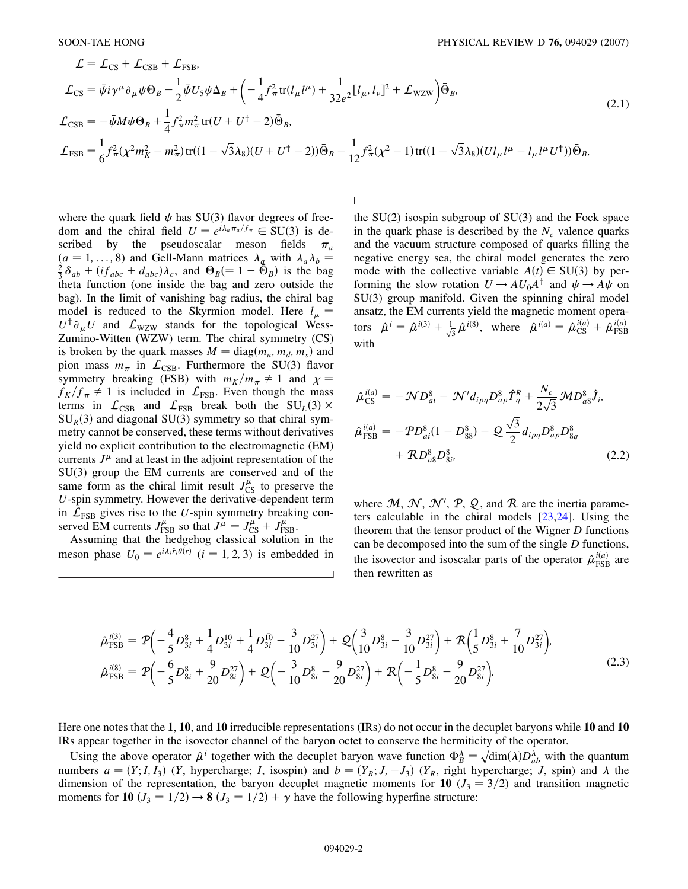$$
\begin{aligned}
\mathcal{L} &= \mathcal{L}_{\rm CS} + \mathcal{L}_{\rm CSB} + \mathcal{L}_{\rm FSB},\\
\mathcal{L}_{\rm CS} &= \bar{\psi} i\gamma^\mu \partial_\mu \psi \Theta_B - \frac{1}{2}\bar{\psi} U_5 \psi \Delta_B + \left(-\frac{1}{4} f_\pi^2 \,{\rm tr}(l_\mu l^\mu) + \frac{1}{32e^2}[l_\mu, l_\nu]^2 + \mathcal{L}_{\rm WZW}\right)\bar{\Theta}_B,\\
\mathcal{L}_{\rm CSB} &= -\bar{\psi} M \psi \Theta_B + \frac{1}{4} f_\pi^2 m_\pi^2 \,{\rm tr}(U + U^\dagger - 2)\bar{\Theta}_B,\\
\mathcal{L}_{\rm FSB} &= \frac{1}{6} f_\pi^2 (\chi^2 m_K^2 - m_\pi^2)\,{\rm tr}((1-\sqrt{3}\lambda_8)(U+U^\dagger - 2))\bar{\Theta}_B - \frac{1}{12} f_\pi^2(\chi^2 - 1)\,{\rm tr}((1-\sqrt{3}\lambda_8)(U l_\mu l^\mu + l_\mu l^\mu U^\dagger))\bar{\Theta}_B,
\end{aligned}
\tag{2.1}
$$

where the quark field $\psi$ has SU(3) flavor degrees of freedom and the chiral field $U = e^{i\lambda_a \pi_a / f_\pi} \in$ SU(3) is described by the pseudoscalar meson fields $\pi_a$ ($a = 1, \ldots, 8$) and Gell-Mann matrices $\lambda_a$ with $\lambda_a\lambda_b = \frac{2}{3}\delta_{ab} + (if_{abc} + d_{abc})\lambda_c$, and $\Theta_B (= 1 - \bar{\Theta}_B)$ is the bag theta function (one inside the bag and zero outside the bag). In the limit of vanishing bag radius, the chiral bag model is reduced to the Skyrmion model. Here $l_\mu = U^\dagger \partial_\mu U$ and $\mathcal{L}_{\rm WZW}$ stands for the topological Wess-Zumino-Witten (WZW) term. The chiral symmetry (CS) is broken by the quark masses $M = {\rm diag}(m_u, m_d, m_s)$ and pion mass $m_\pi$ in $\mathcal{L}_{\rm CSB}$. Furthermore the SU(3) flavor symmetry breaking (FSB) with $m_K/m_\pi \neq 1$ and $\chi = f_K/f_\pi \neq 1$ is included in $\mathcal{L}_{\rm FSB}$. Even though the mass terms in $\mathcal{L}_{\rm CSB}$ and $\mathcal{L}_{\rm FSB}$ break both the $\mathrm{SU}_L(3) \times \mathrm{SU}_R(3)$ and diagonal SU(3) symmetry so that chiral symmetry cannot be conserved, these terms without derivatives yield no explicit contribution to the electromagnetic (EM) currents $J^\mu$ and at least in the adjoint representation of the SU(3) group the EM currents are conserved and of the same form as the chiral limit result $J^\mu_{\rm CS}$ to preserve the $U$-spin symmetry. However the derivative-dependent term in $\mathcal{L}_{\rm FSB}$ gives rise to the $U$-spin symmetry breaking conserved EM currents $J^\mu_{\rm FSB}$ so that $J^\mu = J^\mu_{\rm CS} + J^\mu_{\rm FSB}$.

Assuming that the hedgehog classical solution in the meson phase $U_0 = e^{i\lambda_i \hat{r}_i \theta(r)}$ ($i = 1, 2, 3$) is embedded in the SU(2) isospin subgroup of SU(3) and the Fock space in the quark phase is described by the $N_c$ valence quarks and the vacuum structure composed of quarks filling the negative energy sea, the chiral model generates the zero mode with the collective variable $A(t) \in$ SU(3) by performing the slow rotation $U \to A U_0 A^\dagger$ and $\psi \to A\psi$ on SU(3) group manifold. Given the spinning chiral model ansatz, the EM currents yield the magnetic moment operators $\hat{\mu}^i = \hat{\mu}^{i(3)} + \frac{1}{\sqrt{3}}\hat{\mu}^{i(8)}$, where $\hat{\mu}^{i(a)} = \hat{\mu}^{i(a)}_{\rm CS} + \hat{\mu}^{i(a)}_{\rm FSB}$ with

$$
\begin{aligned}
\hat{\mu}^{i(a)}_{\rm CS} &= -\mathcal{N} D^8_{ai} - \mathcal{N}' d_{ipq} D^8_{ap} \hat{T}^R_q + \frac{N_c}{2\sqrt{3}}\mathcal{M} D^8_{a8}\hat{J}_i,\\
\hat{\mu}^{i(a)}_{\rm FSB} &= -\mathcal{P} D^8_{ai}(1 - D^8_{88}) + \mathcal{Q}\frac{\sqrt{3}}{2} d_{ipq} D^8_{ap} D^8_{8q}\\
&\quad + \mathcal{R} D^8_{a8} D^8_{8i},
\end{aligned}
\tag{2.2}
$$

where $\mathcal{M}$, $\mathcal{N}$, $\mathcal{N}'$, $\mathcal{P}$, $\mathcal{Q}$, and $\mathcal{R}$ are the inertia parameters calculable in the chiral models [23,24]. Using the theorem that the tensor product of the Wigner $D$ functions can be decomposed into the sum of the single $D$ functions, the isovector and isoscalar parts of the operator $\hat{\mu}^{i(a)}_{\rm FSB}$ are then rewritten as

$$
\begin{aligned}
\hat{\mu}^{i(3)}_{\rm FSB} &= \mathcal{P}\left(-\frac{4}{5}D^8_{3i} + \frac{1}{4}D^{10}_{3i} + \frac{1}{4}D^{\overline{10}}_{3i} + \frac{3}{10}D^{27}_{3i}\right) + \mathcal{Q}\left(\frac{3}{10}D^8_{3i} - \frac{3}{10}D^{27}_{3i}\right) + \mathcal{R}\left(\frac{1}{5}D^8_{3i} + \frac{7}{10}D^{27}_{3i}\right),\\
\hat{\mu}^{i(8)}_{\rm FSB} &= \mathcal{P}\left(-\frac{6}{5}D^8_{8i} + \frac{9}{20}D^{27}_{8i}\right) + \mathcal{Q}\left(-\frac{3}{10}D^8_{8i} - \frac{9}{20}D^{27}_{8i}\right) + \mathcal{R}\left(-\frac{1}{5}D^8_{8i} + \frac{9}{20}D^{27}_{8i}\right).
\end{aligned}
\tag{2.3}
$$

Here one notes that the **1**, **10**, and $\overline{\mathbf{10}}$ irreducible representations (IRs) do not occur in the decuplet baryons while **10** and $\overline{\mathbf{10}}$ IRs appear together in the isovector channel of the baryon octet to conserve the hermiticity of the operator.

Using the above operator $\hat{\mu}^i$ together with the decuplet baryon wave function $\Phi^\lambda_B = \sqrt{\dim(\lambda)} D^\lambda_{ab}$ with the quantum numbers $a = (Y; I, I_3)$ ($Y$, hypercharge; $I$, isospin) and $b = (Y_R; J, -J_3)$ ($Y_R$, right hypercharge; $J$, spin) and $\lambda$ the dimension of the representation, the baryon decuplet magnetic moments for **10** ($J_3 = 3/2$) and transition magnetic moments for **10** ($J_3 = 1/2$) $\to$ **8** ($J_3 = 1/2$) + $\gamma$ have the following hyperfine structure: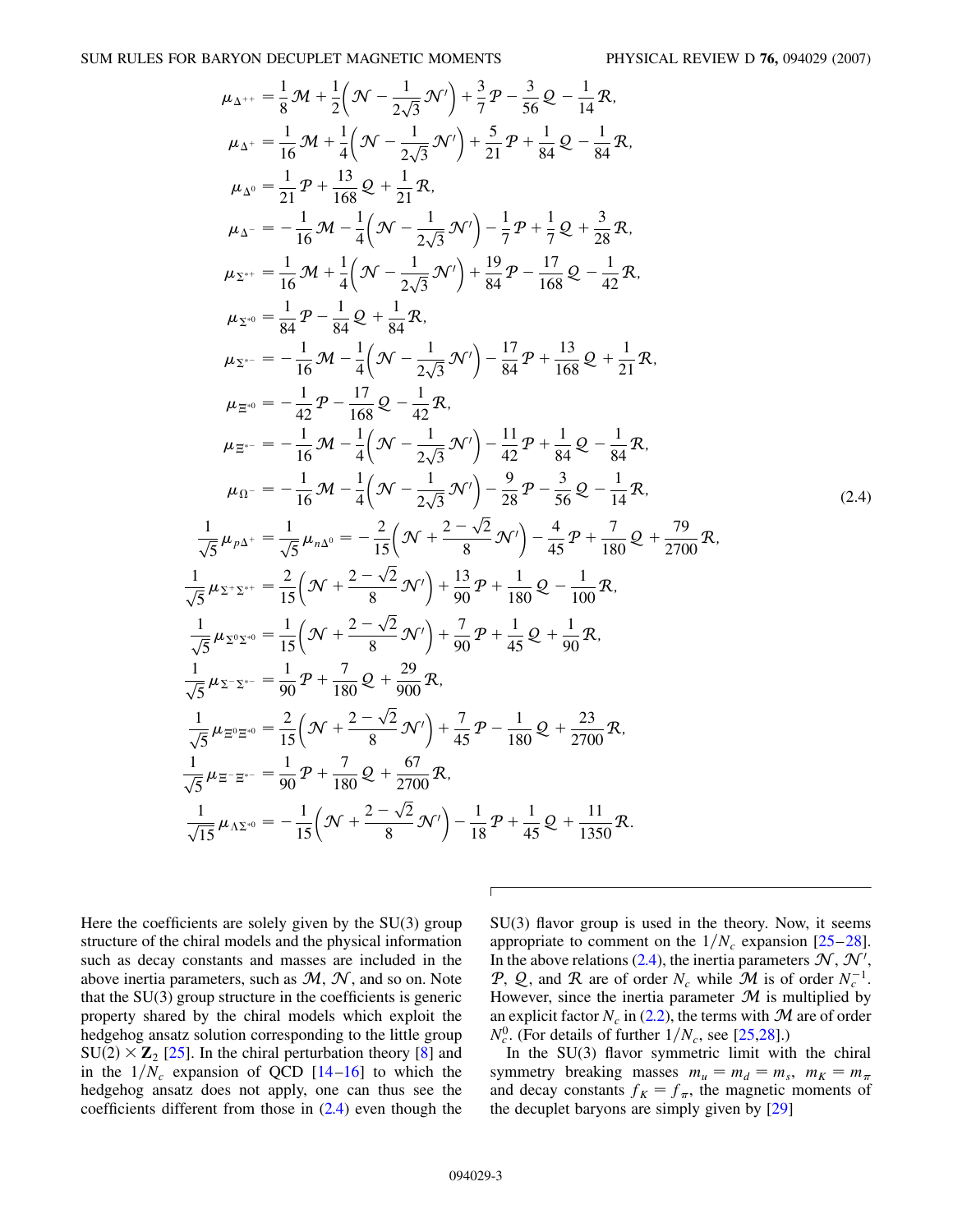$$
\begin{aligned}
\mu_{\Delta^{++}} &= \frac{1}{8}\mathcal{M} + \frac{1}{2}\left(\mathcal{N} - \frac{1}{2\sqrt{3}}\mathcal{N}'\right) + \frac{3}{7}\mathcal{P} - \frac{3}{56}\mathcal{Q} - \frac{1}{14}\mathcal{R}, \\
\mu_{\Delta^{+}} &= \frac{1}{16}\mathcal{M} + \frac{1}{4}\left(\mathcal{N} - \frac{1}{2\sqrt{3}}\mathcal{N}'\right) + \frac{5}{21}\mathcal{P} + \frac{1}{84}\mathcal{Q} - \frac{1}{84}\mathcal{R}, \\
\mu_{\Delta^{0}} &= \frac{1}{21}\mathcal{P} + \frac{13}{168}\mathcal{Q} + \frac{1}{21}\mathcal{R}, \\
\mu_{\Delta^{-}} &= -\frac{1}{16}\mathcal{M} - \frac{1}{4}\left(\mathcal{N} - \frac{1}{2\sqrt{3}}\mathcal{N}'\right) - \frac{1}{7}\mathcal{P} + \frac{1}{7}\mathcal{Q} + \frac{3}{28}\mathcal{R}, \\
\mu_{\Sigma^{*+}} &= \frac{1}{16}\mathcal{M} + \frac{1}{4}\left(\mathcal{N} - \frac{1}{2\sqrt{3}}\mathcal{N}'\right) + \frac{19}{84}\mathcal{P} - \frac{17}{168}\mathcal{Q} - \frac{1}{42}\mathcal{R}, \\
\mu_{\Sigma^{*0}} &= \frac{1}{84}\mathcal{P} - \frac{1}{84}\mathcal{Q} + \frac{1}{84}\mathcal{R}, \\
\mu_{\Sigma^{*-}} &= -\frac{1}{16}\mathcal{M} - \frac{1}{4}\left(\mathcal{N} - \frac{1}{2\sqrt{3}}\mathcal{N}'\right) - \frac{17}{84}\mathcal{P} + \frac{13}{168}\mathcal{Q} + \frac{1}{21}\mathcal{R}, \\
\mu_{\Xi^{*0}} &= -\frac{1}{42}\mathcal{P} - \frac{17}{168}\mathcal{Q} - \frac{1}{42}\mathcal{R}, \\
\mu_{\Xi^{*-}} &= -\frac{1}{16}\mathcal{M} - \frac{1}{4}\left(\mathcal{N} - \frac{1}{2\sqrt{3}}\mathcal{N}'\right) - \frac{11}{42}\mathcal{P} + \frac{1}{84}\mathcal{Q} - \frac{1}{84}\mathcal{R}, \\
\mu_{\Omega^{-}} &= -\frac{1}{16}\mathcal{M} - \frac{1}{4}\left(\mathcal{N} - \frac{1}{2\sqrt{3}}\mathcal{N}'\right) - \frac{9}{28}\mathcal{P} - \frac{3}{56}\mathcal{Q} - \frac{1}{14}\mathcal{R}, \\
\frac{1}{\sqrt{5}}\mu_{p\Delta^{+}} &= \frac{1}{\sqrt{5}}\mu_{n\Delta^{0}} = -\frac{2}{15}\left(\mathcal{N} + \frac{2-\sqrt{2}}{8}\mathcal{N}'\right) - \frac{4}{45}\mathcal{P} + \frac{7}{180}\mathcal{Q} + \frac{79}{2700}\mathcal{R}, \\
\frac{1}{\sqrt{5}}\mu_{\Sigma^{+}\Sigma^{*+}} &= \frac{2}{15}\left(\mathcal{N} + \frac{2-\sqrt{2}}{8}\mathcal{N}'\right) + \frac{13}{90}\mathcal{P} + \frac{1}{180}\mathcal{Q} - \frac{1}{100}\mathcal{R}, \\
\frac{1}{\sqrt{5}}\mu_{\Sigma^{0}\Sigma^{*0}} &= \frac{1}{15}\left(\mathcal{N} + \frac{2-\sqrt{2}}{8}\mathcal{N}'\right) + \frac{7}{90}\mathcal{P} + \frac{1}{45}\mathcal{Q} + \frac{1}{90}\mathcal{R}, \\
\frac{1}{\sqrt{5}}\mu_{\Sigma^{-}\Sigma^{*-}} &= \frac{1}{90}\mathcal{P} + \frac{7}{180}\mathcal{Q} + \frac{29}{900}\mathcal{R}, \\
\frac{1}{\sqrt{5}}\mu_{\Xi^{0}\Xi^{*0}} &= \frac{2}{15}\left(\mathcal{N} + \frac{2-\sqrt{2}}{8}\mathcal{N}'\right) + \frac{7}{45}\mathcal{P} - \frac{1}{180}\mathcal{Q} + \frac{23}{2700}\mathcal{R}, \\
\frac{1}{\sqrt{5}}\mu_{\Xi^{-}\Xi^{*-}} &= \frac{1}{90}\mathcal{P} + \frac{7}{180}\mathcal{Q} + \frac{67}{2700}\mathcal{R}, \\
\frac{1}{\sqrt{15}}\mu_{\Lambda\Sigma^{*0}} &= -\frac{1}{15}\left(\mathcal{N} + \frac{2-\sqrt{2}}{8}\mathcal{N}'\right) - \frac{1}{18}\mathcal{P} + \frac{1}{45}\mathcal{Q} + \frac{11}{1350}\mathcal{R}.
\end{aligned}
\tag{2.4}
$$

Here the coefficients are solely given by the SU(3) group structure of the chiral models and the physical information such as decay constants and masses are included in the above inertia parameters, such as $\mathcal{M}$, $\mathcal{N}$, and so on. Note that the SU(3) group structure in the coefficients is generic property shared by the chiral models which exploit the hedgehog ansatz solution corresponding to the little group $SU(2) \times \mathbf{Z}_2$ [25]. In the chiral perturbation theory [8] and in the $1/N_c$ expansion of QCD [14–16] to which the hedgehog ansatz does not apply, one can thus see the coefficients different from those in (2.4) even though the SU(3) flavor group is used in the theory. Now, it seems appropriate to comment on the $1/N_c$ expansion [25–28]. In the above relations (2.4), the inertia parameters $\mathcal{N}$, $\mathcal{N}'$, $\mathcal{P}$, $\mathcal{Q}$, and $\mathcal{R}$ are of order $N_c$ while $\mathcal{M}$ is of order $N_c^{-1}$. However, since the inertia parameter $\mathcal{M}$ is multiplied by an explicit factor $N_c$ in (2.2), the terms with $\mathcal{M}$ are of order $N_c^0$. (For details of further $1/N_c$, see [25,28].)

In the SU(3) flavor symmetric limit with the chiral symmetry breaking masses $m_u = m_d = m_s$, $m_K = m_\pi$ and decay constants $f_K = f_\pi$, the magnetic moments of the decuplet baryons are simply given by [29]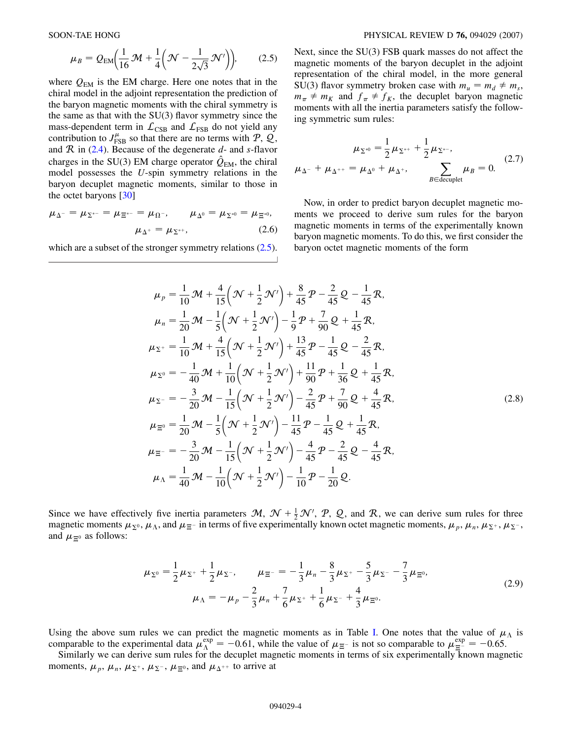$$\mu_B = Q_{\rm EM}\left(\frac{1}{16}\mathcal{M} + \frac{1}{4}\left(\mathcal{N} - \frac{1}{2\sqrt{3}}\mathcal{N}'\right)\right), \tag{2.5}$$

where $Q_{\rm EM}$ is the EM charge. Here one notes that in the chiral model in the adjoint representation the prediction of the baryon magnetic moments with the chiral symmetry is the same as that with the SU(3) flavor symmetry since the mass-dependent term in $\mathcal{L}_{\rm CSB}$ and $\mathcal{L}_{\rm FSB}$ do not yield any contribution to $J^{\mu}_{\rm FSB}$ so that there are no terms with $\mathcal{P}$, $\mathcal{Q}$, and $\mathcal{R}$ in (2.4). Because of the degenerate $d$- and $s$-flavor charges in the SU(3) EM charge operator $\hat{Q}_{\rm EM}$, the chiral model possesses the $U$-spin symmetry relations in the baryon decuplet magnetic moments, similar to those in the octet baryons [30]

$$\mu_{\Delta^-} = \mu_{\Sigma^{*-}} = \mu_{\Xi^{*-}} = \mu_{\Omega^-}, \qquad \mu_{\Delta^0} = \mu_{\Sigma^{*0}} = \mu_{\Xi^{*0}}, \qquad \mu_{\Delta^+} = \mu_{\Sigma^{*+}}, \tag{2.6}$$

which are a subset of the stronger symmetry relations (2.5).

Next, since the SU(3) FSB quark masses do not affect the magnetic moments of the baryon decuplet in the adjoint representation of the chiral model, in the more general SU(3) flavor symmetry broken case with $m_u = m_d \neq m_s$, $m_\pi \neq m_K$ and $f_\pi \neq f_K$, the decuplet baryon magnetic moments with all the inertia parameters satisfy the following symmetric sum rules:

$$\mu_{\Sigma^{*0}} = \frac{1}{2}\mu_{\Sigma^{*+}} + \frac{1}{2}\mu_{\Sigma^{*-}}, \qquad \mu_{\Delta^-} + \mu_{\Delta^{++}} = \mu_{\Delta^0} + \mu_{\Delta^+}, \qquad \sum_{B\in \text{decuplet}} \mu_B = 0. \tag{2.7}$$

Now, in order to predict baryon decuplet magnetic moments we proceed to derive sum rules for the baryon magnetic moments in terms of the experimentally known baryon magnetic moments. To do this, we first consider the baryon octet magnetic moments of the form

$$\begin{aligned}
\mu_p &= \frac{1}{10}\mathcal{M} + \frac{4}{15}\left(\mathcal{N} + \frac{1}{2}\mathcal{N}'\right) + \frac{8}{45}\mathcal{P} - \frac{2}{45}\mathcal{Q} - \frac{1}{45}\mathcal{R},\\
\mu_n &= \frac{1}{20}\mathcal{M} - \frac{1}{5}\left(\mathcal{N} + \frac{1}{2}\mathcal{N}'\right) - \frac{1}{9}\mathcal{P} + \frac{7}{90}\mathcal{Q} + \frac{1}{45}\mathcal{R},\\
\mu_{\Sigma^+} &= \frac{1}{10}\mathcal{M} + \frac{4}{15}\left(\mathcal{N} + \frac{1}{2}\mathcal{N}'\right) + \frac{13}{45}\mathcal{P} - \frac{1}{45}\mathcal{Q} - \frac{2}{45}\mathcal{R},\\
\mu_{\Sigma^0} &= -\frac{1}{40}\mathcal{M} + \frac{1}{10}\left(\mathcal{N} + \frac{1}{2}\mathcal{N}'\right) + \frac{11}{90}\mathcal{P} + \frac{1}{36}\mathcal{Q} + \frac{1}{45}\mathcal{R},\\
\mu_{\Sigma^-} &= -\frac{3}{20}\mathcal{M} - \frac{1}{15}\left(\mathcal{N} + \frac{1}{2}\mathcal{N}'\right) - \frac{2}{45}\mathcal{P} + \frac{7}{90}\mathcal{Q} + \frac{4}{45}\mathcal{R},\\
\mu_{\Xi^0} &= \frac{1}{20}\mathcal{M} - \frac{1}{5}\left(\mathcal{N} + \frac{1}{2}\mathcal{N}'\right) - \frac{11}{45}\mathcal{P} - \frac{1}{45}\mathcal{Q} + \frac{1}{45}\mathcal{R},\\
\mu_{\Xi^-} &= -\frac{3}{20}\mathcal{M} - \frac{1}{15}\left(\mathcal{N} + \frac{1}{2}\mathcal{N}'\right) - \frac{4}{45}\mathcal{P} - \frac{2}{45}\mathcal{Q} - \frac{4}{45}\mathcal{R},\\
\mu_{\Lambda} &= \frac{1}{40}\mathcal{M} - \frac{1}{10}\left(\mathcal{N} + \frac{1}{2}\mathcal{N}'\right) - \frac{1}{10}\mathcal{P} - \frac{1}{20}\mathcal{Q}.
\end{aligned} \tag{2.8}$$

Since we have effectively five inertia parameters $\mathcal{M}$, $\mathcal{N} + \frac{1}{2}\mathcal{N}'$, $\mathcal{P}$, $\mathcal{Q}$, and $\mathcal{R}$, we can derive sum rules for three magnetic moments $\mu_{\Sigma^0}$, $\mu_\Lambda$, and $\mu_{\Xi^-}$ in terms of five experimentally known octet magnetic moments, $\mu_p$, $\mu_n$, $\mu_{\Sigma^+}$, $\mu_{\Sigma^-}$, and $\mu_{\Xi^0}$ as follows:

$$\mu_{\Sigma^0} = \frac{1}{2}\mu_{\Sigma^+} + \frac{1}{2}\mu_{\Sigma^-}, \qquad \mu_{\Xi^-} = -\frac{1}{3}\mu_n - \frac{8}{3}\mu_{\Sigma^+} - \frac{5}{3}\mu_{\Sigma^-} - \frac{7}{3}\mu_{\Xi^0},$$
$$\mu_\Lambda = -\mu_p - \frac{2}{3}\mu_n + \frac{7}{6}\mu_{\Sigma^+} + \frac{1}{6}\mu_{\Sigma^-} + \frac{4}{3}\mu_{\Xi^0}. \tag{2.9}$$

Using the above sum rules we can predict the magnetic moments as in Table I. One notes that the value of $\mu_\Lambda$ is comparable to the experimental data $\mu_\Lambda^{\rm exp} = -0.61$, while the value of $\mu_{\Xi^-}$ is not so comparable to $\mu_{\Xi^-}^{\rm exp} = -0.65$.

Similarly we can derive sum rules for the decuplet magnetic moments in terms of six experimentally known magnetic moments, $\mu_p$, $\mu_n$, $\mu_{\Sigma^+}$, $\mu_{\Sigma^-}$, $\mu_{\Xi^0}$, and $\mu_{\Delta^{++}}$ to arrive at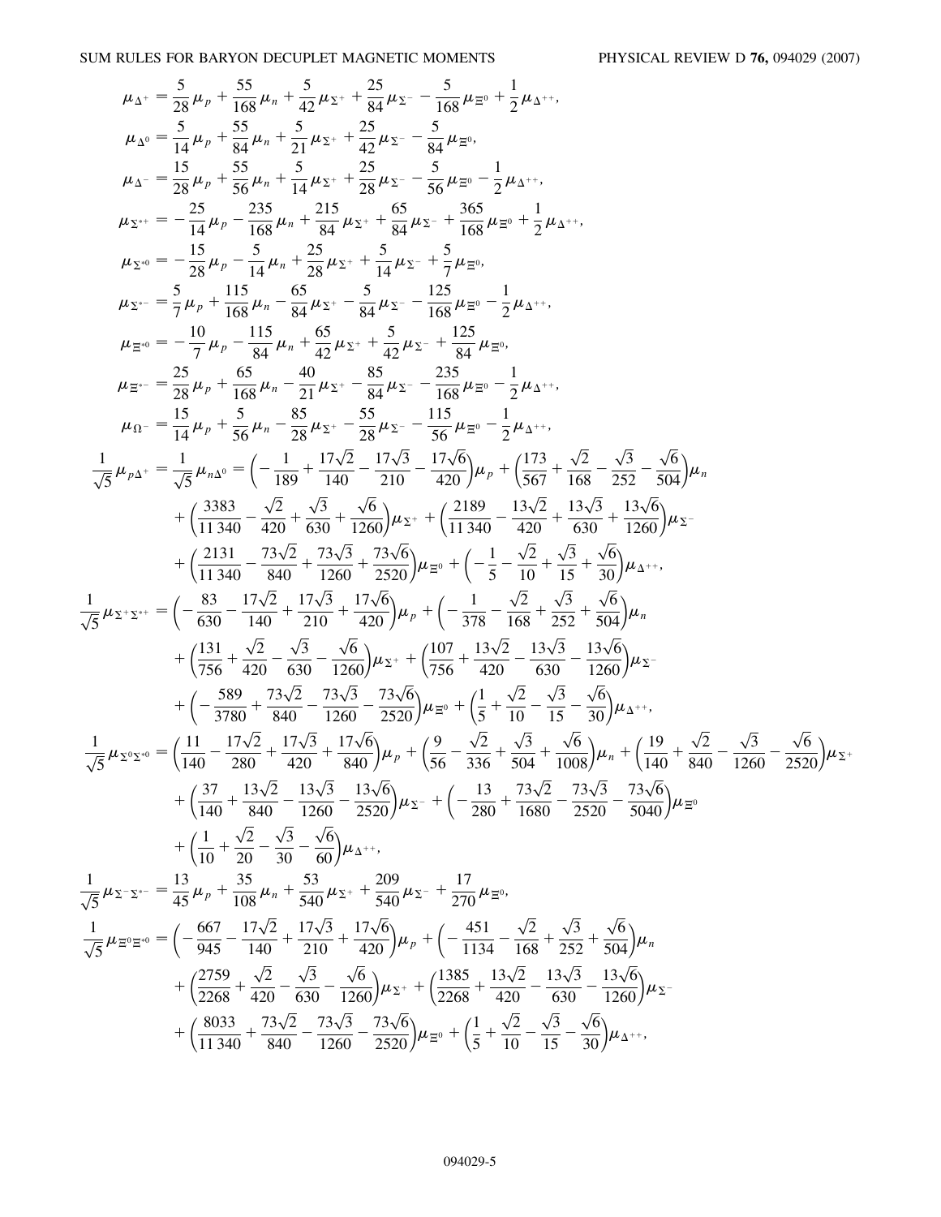$$\mu_{\Delta^+} = \frac{5}{28}\mu_p + \frac{55}{168}\mu_n + \frac{5}{42}\mu_{\Sigma^+} + \frac{25}{84}\mu_{\Sigma^-} - \frac{5}{168}\mu_{\Xi^0} + \frac{1}{2}\mu_{\Delta^{++}},$$

$$\mu_{\Delta^0} = \frac{5}{14}\mu_p + \frac{55}{84}\mu_n + \frac{5}{21}\mu_{\Sigma^+} + \frac{25}{42}\mu_{\Sigma^-} - \frac{5}{84}\mu_{\Xi^0},$$

$$\mu_{\Delta^-} = \frac{15}{28}\mu_p + \frac{55}{56}\mu_n + \frac{5}{14}\mu_{\Sigma^+} + \frac{25}{28}\mu_{\Sigma^-} - \frac{5}{56}\mu_{\Xi^0} - \frac{1}{2}\mu_{\Delta^{++}},$$

$$\mu_{\Sigma^{*+}} = -\frac{25}{14}\mu_p - \frac{235}{168}\mu_n + \frac{215}{84}\mu_{\Sigma^+} + \frac{65}{84}\mu_{\Sigma^-} + \frac{365}{168}\mu_{\Xi^0} + \frac{1}{2}\mu_{\Delta^{++}},$$

$$\mu_{\Sigma^{*0}} = -\frac{15}{28}\mu_p - \frac{5}{14}\mu_n + \frac{25}{28}\mu_{\Sigma^+} + \frac{5}{14}\mu_{\Sigma^-} + \frac{5}{7}\mu_{\Xi^0},$$

$$\mu_{\Sigma^{*-}} = \frac{5}{7}\mu_p + \frac{115}{168}\mu_n - \frac{65}{84}\mu_{\Sigma^+} - \frac{5}{84}\mu_{\Sigma^-} - \frac{125}{168}\mu_{\Xi^0} - \frac{1}{2}\mu_{\Delta^{++}},$$

$$\mu_{\Xi^{*0}} = -\frac{10}{7}\mu_p - \frac{115}{84}\mu_n + \frac{65}{42}\mu_{\Sigma^+} + \frac{5}{42}\mu_{\Sigma^-} + \frac{125}{84}\mu_{\Xi^0},$$

$$\mu_{\Xi^{*-}} = \frac{25}{28}\mu_p + \frac{65}{168}\mu_n - \frac{40}{21}\mu_{\Sigma^+} - \frac{85}{84}\mu_{\Sigma^-} - \frac{235}{168}\mu_{\Xi^0} - \frac{1}{2}\mu_{\Delta^{++}},$$

$$\mu_{\Omega^-} = \frac{15}{14}\mu_p + \frac{5}{56}\mu_n - \frac{85}{28}\mu_{\Sigma^+} - \frac{55}{28}\mu_{\Sigma^-} - \frac{115}{56}\mu_{\Xi^0} - \frac{1}{2}\mu_{\Delta^{++}},$$

$$\begin{aligned}\frac{1}{\sqrt{5}}\mu_{p\Delta^+} = \frac{1}{\sqrt{5}}\mu_{n\Delta^0} &= \left(-\frac{1}{189} + \frac{17\sqrt{2}}{140} - \frac{17\sqrt{3}}{210} - \frac{17\sqrt{6}}{420}\right)\mu_p + \left(\frac{173}{567} + \frac{\sqrt{2}}{168} - \frac{\sqrt{3}}{252} - \frac{\sqrt{6}}{504}\right)\mu_n \\ &+ \left(\frac{3383}{11\,340} - \frac{\sqrt{2}}{420} + \frac{\sqrt{3}}{630} + \frac{\sqrt{6}}{1260}\right)\mu_{\Sigma^+} + \left(\frac{2189}{11\,340} - \frac{13\sqrt{2}}{420} + \frac{13\sqrt{3}}{630} + \frac{13\sqrt{6}}{1260}\right)\mu_{\Sigma^-} \\ &+ \left(\frac{2131}{11\,340} - \frac{73\sqrt{2}}{840} + \frac{73\sqrt{3}}{1260} + \frac{73\sqrt{6}}{2520}\right)\mu_{\Xi^0} + \left(-\frac{1}{5} - \frac{\sqrt{2}}{10} + \frac{\sqrt{3}}{15} + \frac{\sqrt{6}}{30}\right)\mu_{\Delta^{++}},\end{aligned}$$

$$\begin{aligned}\frac{1}{\sqrt{5}}\mu_{\Sigma^+\Sigma^{*+}} &= \left(-\frac{83}{630} - \frac{17\sqrt{2}}{140} + \frac{17\sqrt{3}}{210} + \frac{17\sqrt{6}}{420}\right)\mu_p + \left(-\frac{1}{378} - \frac{\sqrt{2}}{168} + \frac{\sqrt{3}}{252} + \frac{\sqrt{6}}{504}\right)\mu_n \\ &+ \left(\frac{131}{756} + \frac{\sqrt{2}}{420} - \frac{\sqrt{3}}{630} - \frac{\sqrt{6}}{1260}\right)\mu_{\Sigma^+} + \left(\frac{107}{756} + \frac{13\sqrt{2}}{420} - \frac{13\sqrt{3}}{630} - \frac{13\sqrt{6}}{1260}\right)\mu_{\Sigma^-} \\ &+ \left(-\frac{589}{3780} + \frac{73\sqrt{2}}{840} - \frac{73\sqrt{3}}{1260} - \frac{73\sqrt{6}}{2520}\right)\mu_{\Xi^0} + \left(\frac{1}{5} + \frac{\sqrt{2}}{10} - \frac{\sqrt{3}}{15} - \frac{\sqrt{6}}{30}\right)\mu_{\Delta^{++}},\end{aligned}$$

$$\begin{aligned}\frac{1}{\sqrt{5}}\mu_{\Sigma^0\Sigma^{*0}} &= \left(\frac{11}{140} - \frac{17\sqrt{2}}{280} + \frac{17\sqrt{3}}{420} + \frac{17\sqrt{6}}{840}\right)\mu_p + \left(\frac{9}{56} - \frac{\sqrt{2}}{336} + \frac{\sqrt{3}}{504} + \frac{\sqrt{6}}{1008}\right)\mu_n + \left(\frac{19}{140} + \frac{\sqrt{2}}{840} - \frac{\sqrt{3}}{1260} - \frac{\sqrt{6}}{2520}\right)\mu_{\Sigma^+} \\ &+ \left(\frac{37}{140} + \frac{13\sqrt{2}}{840} - \frac{13\sqrt{3}}{1260} - \frac{13\sqrt{6}}{2520}\right)\mu_{\Sigma^-} + \left(-\frac{13}{280} + \frac{73\sqrt{2}}{1680} - \frac{73\sqrt{3}}{2520} - \frac{73\sqrt{6}}{5040}\right)\mu_{\Xi^0} \\ &+ \left(\frac{1}{10} + \frac{\sqrt{2}}{20} - \frac{\sqrt{3}}{30} - \frac{\sqrt{6}}{60}\right)\mu_{\Delta^{++}},\end{aligned}$$

$$\frac{1}{\sqrt{5}}\mu_{\Sigma^-\Sigma^{*-}} = \frac{13}{45}\mu_p + \frac{35}{108}\mu_n + \frac{53}{540}\mu_{\Sigma^+} + \frac{209}{540}\mu_{\Sigma^-} + \frac{17}{270}\mu_{\Xi^0},$$

$$\begin{aligned}\frac{1}{\sqrt{5}}\mu_{\Xi^0\Xi^{*0}} &= \left(-\frac{667}{945} - \frac{17\sqrt{2}}{140} + \frac{17\sqrt{3}}{210} + \frac{17\sqrt{6}}{420}\right)\mu_p + \left(-\frac{451}{1134} - \frac{\sqrt{2}}{168} + \frac{\sqrt{3}}{252} + \frac{\sqrt{6}}{504}\right)\mu_n \\ &+ \left(\frac{2759}{2268} + \frac{\sqrt{2}}{420} - \frac{\sqrt{3}}{630} - \frac{\sqrt{6}}{1260}\right)\mu_{\Sigma^+} + \left(\frac{1385}{2268} + \frac{13\sqrt{2}}{420} - \frac{13\sqrt{3}}{630} - \frac{13\sqrt{6}}{1260}\right)\mu_{\Sigma^-} \\ &+ \left(\frac{8033}{11\,340} + \frac{73\sqrt{2}}{840} - \frac{73\sqrt{3}}{1260} - \frac{73\sqrt{6}}{2520}\right)\mu_{\Xi^0} + \left(\frac{1}{5} + \frac{\sqrt{2}}{10} - \frac{\sqrt{3}}{15} - \frac{\sqrt{6}}{30}\right)\mu_{\Delta^{++}},\end{aligned}$$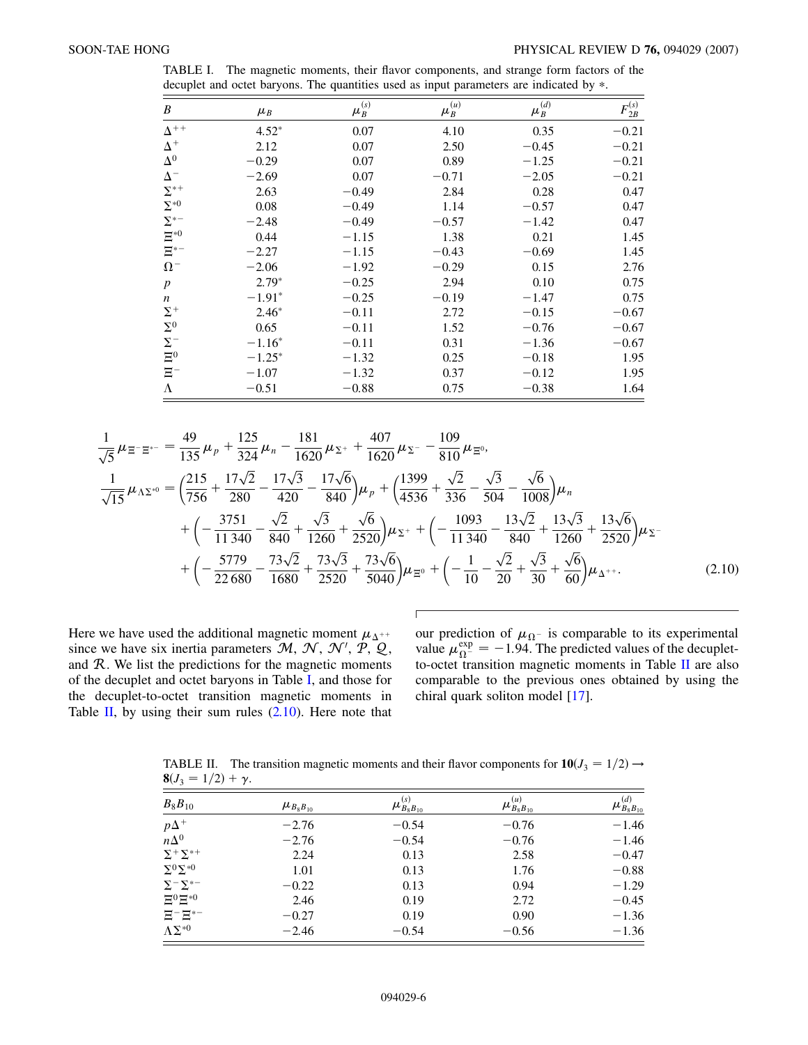TABLE I. The magnetic moments, their flavor components, and strange form factors of the decuplet and octet baryons. The quantities used as input parameters are indicated by *.

| $B$ | $\mu_B$ | $\mu_B^{(s)}$ | $\mu_B^{(u)}$ | $\mu_B^{(d)}$ | $F_{2B}^{(s)}$ |
|---|---|---|---|---|---|
| $\Delta^{++}$ | 4.52* | 0.07 | 4.10 | 0.35 | −0.21 |
| $\Delta^{+}$ | 2.12 | 0.07 | 2.50 | −0.45 | −0.21 |
| $\Delta^{0}$ | −0.29 | 0.07 | 0.89 | −1.25 | −0.21 |
| $\Delta^{-}$ | −2.69 | 0.07 | −0.71 | −2.05 | −0.21 |
| $\Sigma^{*+}$ | 2.63 | −0.49 | 2.84 | 0.28 | 0.47 |
| $\Sigma^{*0}$ | 0.08 | −0.49 | 1.14 | −0.57 | 0.47 |
| $\Sigma^{*-}$ | −2.48 | −0.49 | −0.57 | −1.42 | 0.47 |
| $\Xi^{*0}$ | 0.44 | −1.15 | 1.38 | 0.21 | 1.45 |
| $\Xi^{*-}$ | −2.27 | −1.15 | −0.43 | −0.69 | 1.45 |
| $\Omega^{-}$ | −2.06 | −1.92 | −0.29 | 0.15 | 2.76 |
| $p$ | 2.79* | −0.25 | 2.94 | 0.10 | 0.75 |
| $n$ | −1.91* | −0.25 | −0.19 | −1.47 | 0.75 |
| $\Sigma^{+}$ | 2.46* | −0.11 | 2.72 | −0.15 | −0.67 |
| $\Sigma^{0}$ | 0.65 | −0.11 | 1.52 | −0.76 | −0.67 |
| $\Sigma^{-}$ | −1.16* | −0.11 | 0.31 | −1.36 | −0.67 |
| $\Xi^{0}$ | −1.25* | −1.32 | 0.25 | −0.18 | 1.95 |
| $\Xi^{-}$ | −1.07 | −1.32 | 0.37 | −0.12 | 1.95 |
| $\Lambda$ | −0.51 | −0.88 | 0.75 | −0.38 | 1.64 |

$$
\begin{aligned}
\frac{1}{\sqrt{5}}\mu_{\Xi^-\Xi^{*-}} &= \frac{49}{135}\mu_p + \frac{125}{324}\mu_n - \frac{181}{1620}\mu_{\Sigma^+} + \frac{407}{1620}\mu_{\Sigma^-} - \frac{109}{810}\mu_{\Xi^0},\\
\frac{1}{\sqrt{15}}\mu_{\Lambda\Sigma^{*0}} &= \left(\frac{215}{756} + \frac{17\sqrt{2}}{280} - \frac{17\sqrt{3}}{420} - \frac{17\sqrt{6}}{840}\right)\mu_p + \left(\frac{1399}{4536} + \frac{\sqrt{2}}{336} - \frac{\sqrt{3}}{504} - \frac{\sqrt{6}}{1008}\right)\mu_n\\
&\quad + \left(-\frac{3751}{11\,340} - \frac{\sqrt{2}}{840} + \frac{\sqrt{3}}{1260} + \frac{\sqrt{6}}{2520}\right)\mu_{\Sigma^+} + \left(-\frac{1093}{11\,340} - \frac{13\sqrt{2}}{840} + \frac{13\sqrt{3}}{1260} + \frac{13\sqrt{6}}{2520}\right)\mu_{\Sigma^-}\\
&\quad + \left(-\frac{5779}{22\,680} - \frac{73\sqrt{2}}{1680} + \frac{73\sqrt{3}}{2520} + \frac{73\sqrt{6}}{5040}\right)\mu_{\Xi^0} + \left(-\frac{1}{10} - \frac{\sqrt{2}}{20} + \frac{\sqrt{3}}{30} + \frac{\sqrt{6}}{60}\right)\mu_{\Delta^{++}}.
\end{aligned}
\tag{2.10}
$$

Here we have used the additional magnetic moment $\mu_{\Delta^{++}}$ since we have six inertia parameters $\mathcal{M}$, $\mathcal{N}$, $\mathcal{N}'$, $\mathcal{P}$, $\mathcal{Q}$, and $\mathcal{R}$. We list the predictions for the magnetic moments of the decuplet and octet baryons in Table I, and those for the decuplet-to-octet transition magnetic moments in Table II, by using their sum rules (2.10). Here note that our prediction of $\mu_{\Omega^-}$ is comparable to its experimental value $\mu_{\Omega^-}^{\rm exp} = -1.94$. The predicted values of the decuplet-to-octet transition magnetic moments in Table II are also comparable to the previous ones obtained by using the chiral quark soliton model [17].

TABLE II. The transition magnetic moments and their flavor components for $\mathbf{10}(J_3 = 1/2) \rightarrow \mathbf{8}(J_3 = 1/2) + \gamma$.

| $B_8B_{10}$ | $\mu_{B_8B_{10}}$ | $\mu_{B_8B_{10}}^{(s)}$ | $\mu_{B_8B_{10}}^{(u)}$ | $\mu_{B_8B_{10}}^{(d)}$ |
|---|---|---|---|---|
| $p\Delta^+$ | −2.76 | −0.54 | −0.76 | −1.46 |
| $n\Delta^0$ | −2.76 | −0.54 | −0.76 | −1.46 |
| $\Sigma^+\Sigma^{*+}$ | 2.24 | 0.13 | 2.58 | −0.47 |
| $\Sigma^0\Sigma^{*0}$ | 1.01 | 0.13 | 1.76 | −0.88 |
| $\Sigma^-\Sigma^{*-}$ | −0.22 | 0.13 | 0.94 | −1.29 |
| $\Xi^0\Xi^{*0}$ | 2.46 | 0.19 | 2.72 | −0.45 |
| $\Xi^-\Xi^{*-}$ | −0.27 | 0.19 | 0.90 | −1.36 |
| $\Lambda\Sigma^{*0}$ | −2.46 | −0.54 | −0.56 | −1.36 |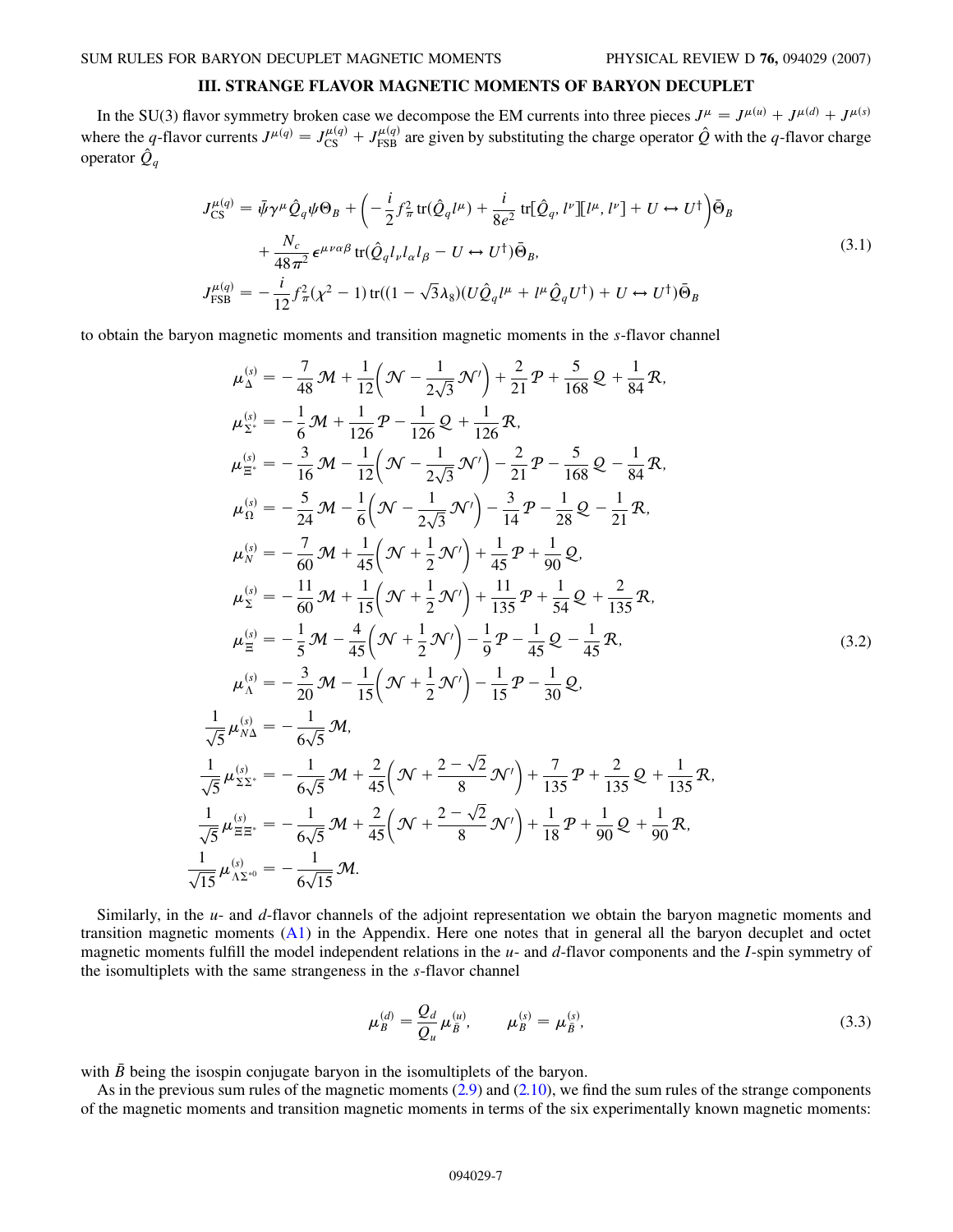## III. STRANGE FLAVOR MAGNETIC MOMENTS OF BARYON DECUPLET

In the SU(3) flavor symmetry broken case we decompose the EM currents into three pieces $J^{\mu} = J^{\mu(u)} + J^{\mu(d)} + J^{\mu(s)}$ where the $q$-flavor currents $J^{\mu(q)} = J^{\mu(q)}_{\rm CS} + J^{\mu(q)}_{\rm FSB}$ are given by substituting the charge operator $\hat{Q}$ with the $q$-flavor charge operator $\hat{Q}_q$

$$
\begin{aligned}
J^{\mu(q)}_{\rm CS} &= \bar{\psi}\gamma^{\mu}\hat{Q}_q\psi\Theta_B + \left(-\frac{i}{2}f_{\pi}^2\,{\rm tr}(\hat{Q}_q l^{\mu}) + \frac{i}{8e^2}\,{\rm tr}[\hat{Q}_q, l^{\nu}][l^{\mu}, l^{\nu}] + U \leftrightarrow U^{\dagger}\right)\bar{\Theta}_B \\
&\quad + \frac{N_c}{48\pi^2}\epsilon^{\mu\nu\alpha\beta}\,{\rm tr}(\hat{Q}_q l_{\nu} l_{\alpha} l_{\beta} - U \leftrightarrow U^{\dagger})\bar{\Theta}_B, \\
J^{\mu(q)}_{\rm FSB} &= -\frac{i}{12}f_{\pi}^2(\chi^2 - 1)\,{\rm tr}((1 - \sqrt{3}\lambda_8)(U\hat{Q}_q l^{\mu} + l^{\mu}\hat{Q}_q U^{\dagger}) + U \leftrightarrow U^{\dagger})\bar{\Theta}_B
\end{aligned}
\tag{3.1}
$$

to obtain the baryon magnetic moments and transition magnetic moments in the $s$-flavor channel

$$
\begin{aligned}
\mu^{(s)}_{\Delta} &= -\frac{7}{48}\mathcal{M} + \frac{1}{12}\left(\mathcal{N} - \frac{1}{2\sqrt{3}}\mathcal{N}'\right) + \frac{2}{21}\mathcal{P} + \frac{5}{168}\mathcal{Q} + \frac{1}{84}\mathcal{R}, \\
\mu^{(s)}_{\Sigma^*} &= -\frac{1}{6}\mathcal{M} + \frac{1}{126}\mathcal{P} - \frac{1}{126}\mathcal{Q} + \frac{1}{126}\mathcal{R}, \\
\mu^{(s)}_{\Xi^*} &= -\frac{3}{16}\mathcal{M} - \frac{1}{12}\left(\mathcal{N} - \frac{1}{2\sqrt{3}}\mathcal{N}'\right) - \frac{2}{21}\mathcal{P} - \frac{5}{168}\mathcal{Q} - \frac{1}{84}\mathcal{R}, \\
\mu^{(s)}_{\Omega} &= -\frac{5}{24}\mathcal{M} - \frac{1}{6}\left(\mathcal{N} - \frac{1}{2\sqrt{3}}\mathcal{N}'\right) - \frac{3}{14}\mathcal{P} - \frac{1}{28}\mathcal{Q} - \frac{1}{21}\mathcal{R}, \\
\mu^{(s)}_{N} &= -\frac{7}{60}\mathcal{M} + \frac{1}{45}\left(\mathcal{N} + \frac{1}{2}\mathcal{N}'\right) + \frac{1}{45}\mathcal{P} + \frac{1}{90}\mathcal{Q}, \\
\mu^{(s)}_{\Sigma} &= -\frac{11}{60}\mathcal{M} + \frac{1}{15}\left(\mathcal{N} + \frac{1}{2}\mathcal{N}'\right) + \frac{11}{135}\mathcal{P} + \frac{1}{54}\mathcal{Q} + \frac{2}{135}\mathcal{R}, \\
\mu^{(s)}_{\Xi} &= -\frac{1}{5}\mathcal{M} - \frac{4}{45}\left(\mathcal{N} + \frac{1}{2}\mathcal{N}'\right) - \frac{1}{9}\mathcal{P} - \frac{1}{45}\mathcal{Q} - \frac{1}{45}\mathcal{R}, \\
\mu^{(s)}_{\Lambda} &= -\frac{3}{20}\mathcal{M} - \frac{1}{15}\left(\mathcal{N} + \frac{1}{2}\mathcal{N}'\right) - \frac{1}{15}\mathcal{P} - \frac{1}{30}\mathcal{Q}, \\
\frac{1}{\sqrt{5}}\mu^{(s)}_{N\Delta} &= -\frac{1}{6\sqrt{5}}\mathcal{M}, \\
\frac{1}{\sqrt{5}}\mu^{(s)}_{\Sigma\Sigma^*} &= -\frac{1}{6\sqrt{5}}\mathcal{M} + \frac{2}{45}\left(\mathcal{N} + \frac{2-\sqrt{2}}{8}\mathcal{N}'\right) + \frac{7}{135}\mathcal{P} + \frac{2}{135}\mathcal{Q} + \frac{1}{135}\mathcal{R}, \\
\frac{1}{\sqrt{5}}\mu^{(s)}_{\Xi\Xi^*} &= -\frac{1}{6\sqrt{5}}\mathcal{M} + \frac{2}{45}\left(\mathcal{N} + \frac{2-\sqrt{2}}{8}\mathcal{N}'\right) + \frac{1}{18}\mathcal{P} + \frac{1}{90}\mathcal{Q} + \frac{1}{90}\mathcal{R}, \\
\frac{1}{\sqrt{15}}\mu^{(s)}_{\Lambda\Sigma^{*0}} &= -\frac{1}{6\sqrt{15}}\mathcal{M}.
\end{aligned}
\tag{3.2}
$$

Similarly, in the $u$- and $d$-flavor channels of the adjoint representation we obtain the baryon magnetic moments and transition magnetic moments (A1) in the Appendix. Here one notes that in general all the baryon decuplet and octet magnetic moments fulfill the model independent relations in the $u$- and $d$-flavor components and the $I$-spin symmetry of the isomultiplets with the same strangeness in the $s$-flavor channel

$$
\mu^{(d)}_{B} = \frac{Q_d}{Q_u}\mu^{(u)}_{\bar{B}}, \qquad \mu^{(s)}_{B} = \mu^{(s)}_{\bar{B}},
\tag{3.3}
$$

with $\bar{B}$ being the isospin conjugate baryon in the isomultiplets of the baryon.

As in the previous sum rules of the magnetic moments (2.9) and (2.10), we find the sum rules of the strange components of the magnetic moments and transition magnetic moments in terms of the six experimentally known magnetic moments: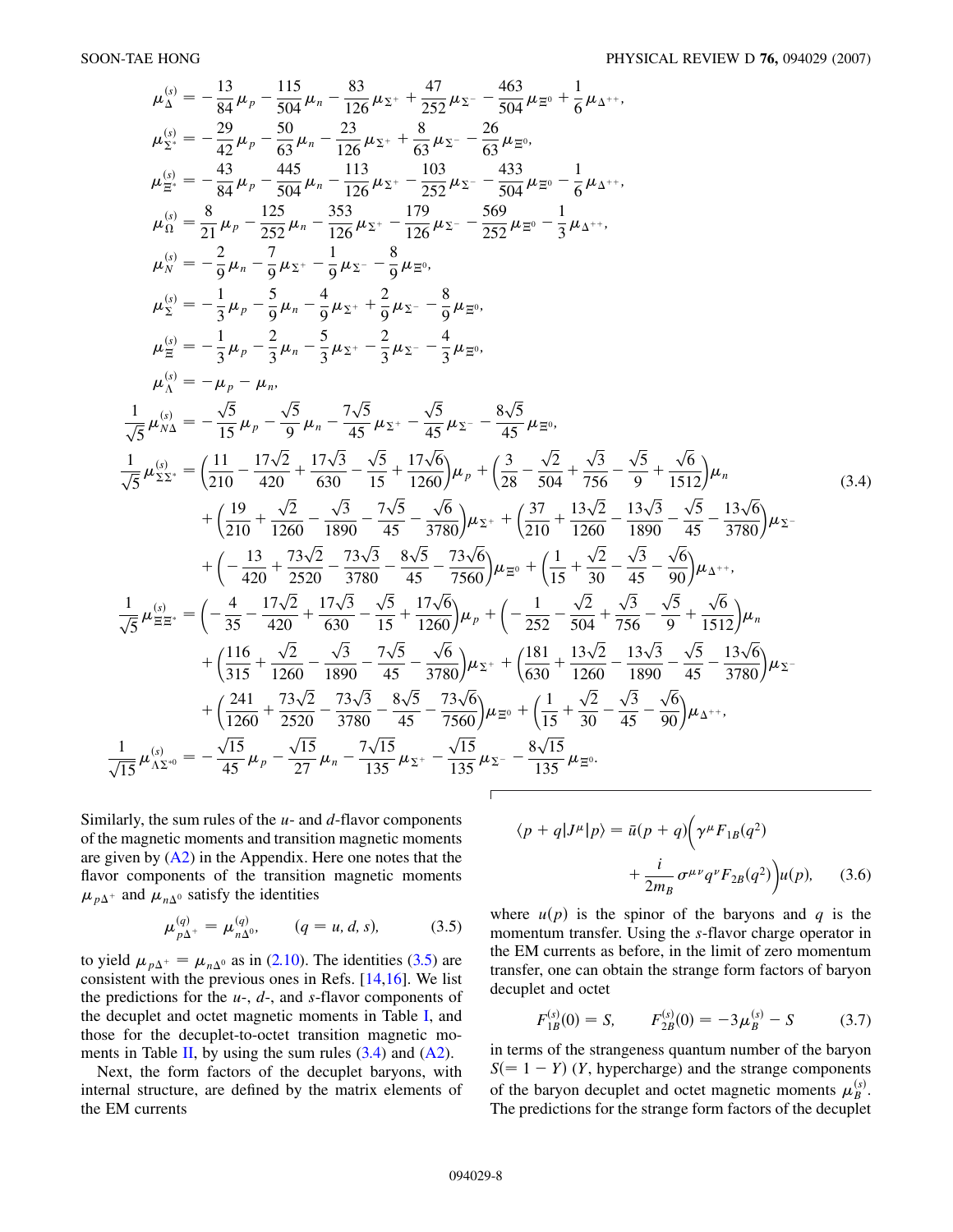$$
\begin{aligned}
\mu_{\Delta}^{(s)} &= -\frac{13}{84}\mu_p - \frac{115}{504}\mu_n - \frac{83}{126}\mu_{\Sigma^+} + \frac{47}{252}\mu_{\Sigma^-} - \frac{463}{504}\mu_{\Xi^0} + \frac{1}{6}\mu_{\Delta^{++}},\\
\mu_{\Sigma^*}^{(s)} &= -\frac{29}{42}\mu_p - \frac{50}{63}\mu_n - \frac{23}{126}\mu_{\Sigma^+} + \frac{8}{63}\mu_{\Sigma^-} - \frac{26}{63}\mu_{\Xi^0},\\
\mu_{\Xi^*}^{(s)} &= -\frac{43}{84}\mu_p - \frac{445}{504}\mu_n - \frac{113}{126}\mu_{\Sigma^+} - \frac{103}{252}\mu_{\Sigma^-} - \frac{433}{504}\mu_{\Xi^0} - \frac{1}{6}\mu_{\Delta^{++}},\\
\mu_{\Omega}^{(s)} &= \frac{8}{21}\mu_p - \frac{125}{252}\mu_n - \frac{353}{126}\mu_{\Sigma^+} - \frac{179}{126}\mu_{\Sigma^-} - \frac{569}{252}\mu_{\Xi^0} - \frac{1}{3}\mu_{\Delta^{++}},\\
\mu_{N}^{(s)} &= -\frac{2}{9}\mu_n - \frac{7}{9}\mu_{\Sigma^+} - \frac{1}{9}\mu_{\Sigma^-} - \frac{8}{9}\mu_{\Xi^0},\\
\mu_{\Sigma}^{(s)} &= -\frac{1}{3}\mu_p - \frac{5}{9}\mu_n - \frac{4}{9}\mu_{\Sigma^+} + \frac{2}{9}\mu_{\Sigma^-} - \frac{8}{9}\mu_{\Xi^0},\\
\mu_{\Xi}^{(s)} &= -\frac{1}{3}\mu_p - \frac{2}{3}\mu_n - \frac{5}{3}\mu_{\Sigma^+} - \frac{2}{3}\mu_{\Sigma^-} - \frac{4}{3}\mu_{\Xi^0},\\
\mu_{\Lambda}^{(s)} &= -\mu_p - \mu_n,\\
\frac{1}{\sqrt{5}}\mu_{N\Delta}^{(s)} &= -\frac{\sqrt{5}}{15}\mu_p - \frac{\sqrt{5}}{9}\mu_n - \frac{7\sqrt{5}}{45}\mu_{\Sigma^+} - \frac{\sqrt{5}}{45}\mu_{\Sigma^-} - \frac{8\sqrt{5}}{45}\mu_{\Xi^0},\\
\frac{1}{\sqrt{5}}\mu_{\Sigma\Sigma^*}^{(s)} &= \left(\frac{11}{210} - \frac{17\sqrt{2}}{420} + \frac{17\sqrt{3}}{630} - \frac{\sqrt{5}}{15} + \frac{17\sqrt{6}}{1260}\right)\mu_p + \left(\frac{3}{28} - \frac{\sqrt{2}}{504} + \frac{\sqrt{3}}{756} - \frac{\sqrt{5}}{9} + \frac{\sqrt{6}}{1512}\right)\mu_n\\
&\quad + \left(\frac{19}{210} + \frac{\sqrt{2}}{1260} - \frac{\sqrt{3}}{1890} - \frac{7\sqrt{5}}{45} - \frac{\sqrt{6}}{3780}\right)\mu_{\Sigma^+} + \left(\frac{37}{210} + \frac{13\sqrt{2}}{1260} - \frac{13\sqrt{3}}{1890} - \frac{\sqrt{5}}{45} - \frac{13\sqrt{6}}{3780}\right)\mu_{\Sigma^-}\\
&\quad + \left(-\frac{13}{420} + \frac{73\sqrt{2}}{2520} - \frac{73\sqrt{3}}{3780} - \frac{8\sqrt{5}}{45} - \frac{73\sqrt{6}}{7560}\right)\mu_{\Xi^0} + \left(\frac{1}{15} + \frac{\sqrt{2}}{30} - \frac{\sqrt{3}}{45} - \frac{\sqrt{6}}{90}\right)\mu_{\Delta^{++}},\\
\frac{1}{\sqrt{5}}\mu_{\Xi\Xi^*}^{(s)} &= \left(-\frac{4}{35} - \frac{17\sqrt{2}}{420} + \frac{17\sqrt{3}}{630} - \frac{\sqrt{5}}{15} + \frac{17\sqrt{6}}{1260}\right)\mu_p + \left(-\frac{1}{252} - \frac{\sqrt{2}}{504} + \frac{\sqrt{3}}{756} - \frac{\sqrt{5}}{9} + \frac{\sqrt{6}}{1512}\right)\mu_n\\
&\quad + \left(\frac{116}{315} + \frac{\sqrt{2}}{1260} - \frac{\sqrt{3}}{1890} - \frac{7\sqrt{5}}{45} - \frac{\sqrt{6}}{3780}\right)\mu_{\Sigma^+} + \left(\frac{181}{630} + \frac{13\sqrt{2}}{1260} - \frac{13\sqrt{3}}{1890} - \frac{\sqrt{5}}{45} - \frac{13\sqrt{6}}{3780}\right)\mu_{\Sigma^-}\\
&\quad + \left(\frac{241}{1260} + \frac{73\sqrt{2}}{2520} - \frac{73\sqrt{3}}{3780} - \frac{8\sqrt{5}}{45} - \frac{73\sqrt{6}}{7560}\right)\mu_{\Xi^0} + \left(\frac{1}{15} + \frac{\sqrt{2}}{30} - \frac{\sqrt{3}}{45} - \frac{\sqrt{6}}{90}\right)\mu_{\Delta^{++}},\\
\frac{1}{\sqrt{15}}\mu_{\Lambda\Sigma^{*0}}^{(s)} &= -\frac{\sqrt{15}}{45}\mu_p - \frac{\sqrt{15}}{27}\mu_n - \frac{7\sqrt{15}}{135}\mu_{\Sigma^+} - \frac{\sqrt{15}}{135}\mu_{\Sigma^-} - \frac{8\sqrt{15}}{135}\mu_{\Xi^0}.
\end{aligned}
\tag{3.4}
$$

Similarly, the sum rules of the $u$- and $d$-flavor components of the magnetic moments and transition magnetic moments are given by (A2) in the Appendix. Here one notes that the flavor components of the transition magnetic moments $\mu_{p\Delta^+}$ and $\mu_{n\Delta^0}$ satisfy the identities

$$
\mu_{p\Delta^+}^{(q)} = \mu_{n\Delta^0}^{(q)}, \qquad (q = u, d, s), \tag{3.5}
$$

to yield $\mu_{p\Delta^+} = \mu_{n\Delta^0}$ as in (2.10). The identities (3.5) are consistent with the previous ones in Refs. [14,16]. We list the predictions for the $u$-, $d$-, and $s$-flavor components of the decuplet and octet magnetic moments in Table I, and those for the decuplet-to-octet transition magnetic moments in Table II, by using the sum rules (3.4) and (A2).

Next, the form factors of the decuplet baryons, with internal structure, are defined by the matrix elements of the EM currents

$$
\langle p+q|J^\mu|p\rangle = \bar{u}(p+q)\left(\gamma^\mu F_{1B}(q^2) + \frac{i}{2m_B}\sigma^{\mu\nu}q^\nu F_{2B}(q^2)\right)u(p), \tag{3.6}
$$

where $u(p)$ is the spinor of the baryons and $q$ is the momentum transfer. Using the $s$-flavor charge operator in the EM currents as before, in the limit of zero momentum transfer, one can obtain the strange form factors of baryon decuplet and octet

$$
F_{1B}^{(s)}(0) = S, \qquad F_{2B}^{(s)}(0) = -3\mu_B^{(s)} - S \tag{3.7}
$$

in terms of the strangeness quantum number of the baryon $S(= 1 - Y)$ ($Y$, hypercharge) and the strange components of the baryon decuplet and octet magnetic moments $\mu_B^{(s)}$. The predictions for the strange form factors of the decuplet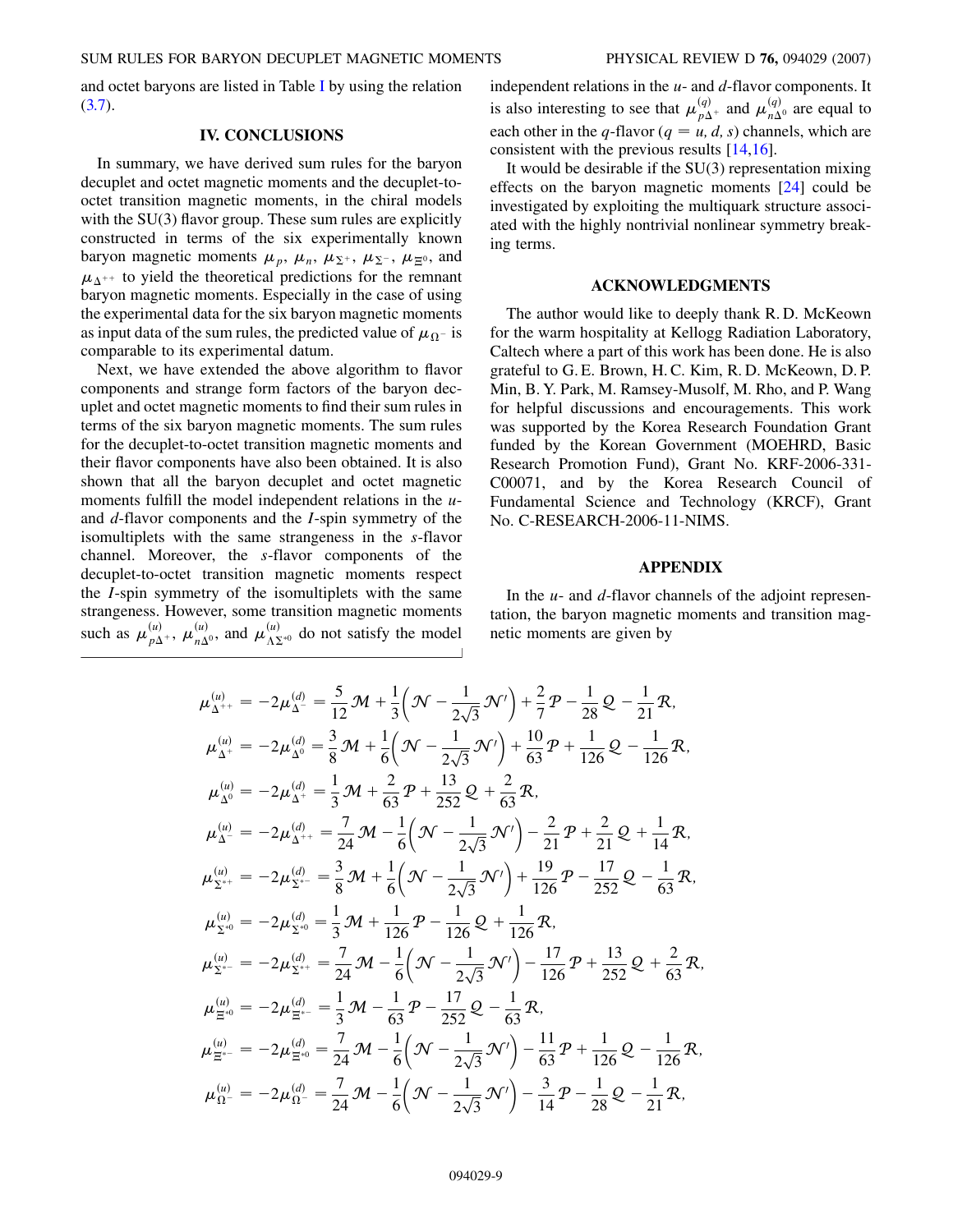and octet baryons are listed in Table I by using the relation (3.7).

## IV. CONCLUSIONS

In summary, we have derived sum rules for the baryon decuplet and octet magnetic moments and the decuplet-to-octet transition magnetic moments, in the chiral models with the SU(3) flavor group. These sum rules are explicitly constructed in terms of the six experimentally known baryon magnetic moments $\mu_p$, $\mu_n$, $\mu_{\Sigma^+}$, $\mu_{\Sigma^-}$, $\mu_{\Xi^0}$, and $\mu_{\Delta^{++}}$ to yield the theoretical predictions for the remnant baryon magnetic moments. Especially in the case of using the experimental data for the six baryon magnetic moments as input data of the sum rules, the predicted value of $\mu_{\Omega^-}$ is comparable to its experimental datum.

Next, we have extended the above algorithm to flavor components and strange form factors of the baryon decuplet and octet magnetic moments to find their sum rules in terms of the six baryon magnetic moments. The sum rules for the decuplet-to-octet transition magnetic moments and their flavor components have also been obtained. It is also shown that all the baryon decuplet and octet magnetic moments fulfill the model independent relations in the $u$- and $d$-flavor components and the $I$-spin symmetry of the isomultiplets with the same strangeness in the $s$-flavor channel. Moreover, the $s$-flavor components of the decuplet-to-octet transition magnetic moments respect the $I$-spin symmetry of the isomultiplets with the same strangeness. However, some transition magnetic moments such as $\mu^{(u)}_{p\Delta^+}$, $\mu^{(u)}_{n\Delta^0}$, and $\mu^{(u)}_{\Lambda\Sigma^{*0}}$ do not satisfy the model independent relations in the $u$- and $d$-flavor components. It is also interesting to see that $\mu^{(q)}_{p\Delta^+}$ and $\mu^{(q)}_{n\Delta^0}$ are equal to each other in the $q$-flavor ($q = u, d, s$) channels, which are consistent with the previous results [14,16].

It would be desirable if the SU(3) representation mixing effects on the baryon magnetic moments [24] could be investigated by exploiting the multiquark structure associated with the highly nontrivial nonlinear symmetry breaking terms.

## ACKNOWLEDGMENTS

The author would like to deeply thank R. D. McKeown for the warm hospitality at Kellogg Radiation Laboratory, Caltech where a part of this work has been done. He is also grateful to G. E. Brown, H. C. Kim, R. D. McKeown, D. P. Min, B. Y. Park, M. Ramsey-Musolf, M. Rho, and P. Wang for helpful discussions and encouragements. This work was supported by the Korea Research Foundation Grant funded by the Korean Government (MOEHRD, Basic Research Promotion Fund), Grant No. KRF-2006-331-C00071, and by the Korea Research Council of Fundamental Science and Technology (KRCF), Grant No. C-RESEARCH-2006-11-NIMS.

## APPENDIX

In the $u$- and $d$-flavor channels of the adjoint representation, the baryon magnetic moments and transition magnetic moments are given by

$$
\begin{aligned}
\mu^{(u)}_{\Delta^{++}} &= -2\mu^{(d)}_{\Delta^-} = \frac{5}{12}\mathcal{M} + \frac{1}{3}\left(\mathcal{N} - \frac{1}{2\sqrt{3}}\mathcal{N}'\right) + \frac{2}{7}\mathcal{P} - \frac{1}{28}\mathcal{Q} - \frac{1}{21}\mathcal{R},\\
\mu^{(u)}_{\Delta^{+}} &= -2\mu^{(d)}_{\Delta^0} = \frac{3}{8}\mathcal{M} + \frac{1}{6}\left(\mathcal{N} - \frac{1}{2\sqrt{3}}\mathcal{N}'\right) + \frac{10}{63}\mathcal{P} + \frac{1}{126}\mathcal{Q} - \frac{1}{126}\mathcal{R},\\
\mu^{(u)}_{\Delta^{0}} &= -2\mu^{(d)}_{\Delta^+} = \frac{1}{3}\mathcal{M} + \frac{2}{63}\mathcal{P} + \frac{13}{252}\mathcal{Q} + \frac{2}{63}\mathcal{R},\\
\mu^{(u)}_{\Delta^{-}} &= -2\mu^{(d)}_{\Delta^{++}} = \frac{7}{24}\mathcal{M} - \frac{1}{6}\left(\mathcal{N} - \frac{1}{2\sqrt{3}}\mathcal{N}'\right) - \frac{2}{21}\mathcal{P} + \frac{2}{21}\mathcal{Q} + \frac{1}{14}\mathcal{R},\\
\mu^{(u)}_{\Sigma^{*+}} &= -2\mu^{(d)}_{\Sigma^{*-}} = \frac{3}{8}\mathcal{M} + \frac{1}{6}\left(\mathcal{N} - \frac{1}{2\sqrt{3}}\mathcal{N}'\right) + \frac{19}{126}\mathcal{P} - \frac{17}{252}\mathcal{Q} - \frac{1}{63}\mathcal{R},\\
\mu^{(u)}_{\Sigma^{*0}} &= -2\mu^{(d)}_{\Sigma^{*0}} = \frac{1}{3}\mathcal{M} + \frac{1}{126}\mathcal{P} - \frac{1}{126}\mathcal{Q} + \frac{1}{126}\mathcal{R},\\
\mu^{(u)}_{\Sigma^{*-}} &= -2\mu^{(d)}_{\Sigma^{*+}} = \frac{7}{24}\mathcal{M} - \frac{1}{6}\left(\mathcal{N} - \frac{1}{2\sqrt{3}}\mathcal{N}'\right) - \frac{17}{126}\mathcal{P} + \frac{13}{252}\mathcal{Q} + \frac{2}{63}\mathcal{R},\\
\mu^{(u)}_{\Xi^{*0}} &= -2\mu^{(d)}_{\Xi^{*-}} = \frac{1}{3}\mathcal{M} - \frac{1}{63}\mathcal{P} - \frac{17}{252}\mathcal{Q} - \frac{1}{63}\mathcal{R},\\
\mu^{(u)}_{\Xi^{*-}} &= -2\mu^{(d)}_{\Xi^{*0}} = \frac{7}{24}\mathcal{M} - \frac{1}{6}\left(\mathcal{N} - \frac{1}{2\sqrt{3}}\mathcal{N}'\right) - \frac{11}{63}\mathcal{P} + \frac{1}{126}\mathcal{Q} - \frac{1}{126}\mathcal{R},\\
\mu^{(u)}_{\Omega^{-}} &= -2\mu^{(d)}_{\Omega^-} = \frac{7}{24}\mathcal{M} - \frac{1}{6}\left(\mathcal{N} - \frac{1}{2\sqrt{3}}\mathcal{N}'\right) - \frac{3}{14}\mathcal{P} - \frac{1}{28}\mathcal{Q} - \frac{1}{21}\mathcal{R},
\end{aligned}
$$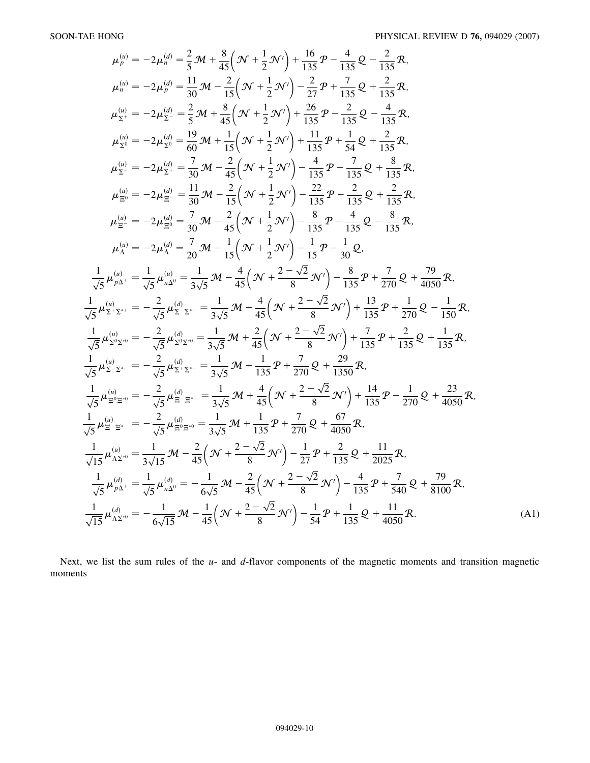$$
\begin{aligned}
\mu_p^{(u)} &= -2\mu_n^{(d)} = \frac{2}{5}\mathcal{M} + \frac{8}{45}\left(\mathcal{N} + \frac{1}{2}\mathcal{N}'\right) + \frac{16}{135}\mathcal{P} - \frac{4}{135}\mathcal{Q} - \frac{2}{135}\mathcal{R}, \\
\mu_n^{(u)} &= -2\mu_p^{(d)} = \frac{11}{30}\mathcal{M} - \frac{2}{15}\left(\mathcal{N} + \frac{1}{2}\mathcal{N}'\right) - \frac{2}{27}\mathcal{P} + \frac{7}{135}\mathcal{Q} + \frac{2}{135}\mathcal{R}, \\
\mu_{\Sigma^+}^{(u)} &= -2\mu_{\Sigma^-}^{(d)} = \frac{2}{5}\mathcal{M} + \frac{8}{45}\left(\mathcal{N} + \frac{1}{2}\mathcal{N}'\right) + \frac{26}{135}\mathcal{P} - \frac{2}{135}\mathcal{Q} - \frac{4}{135}\mathcal{R}, \\
\mu_{\Sigma^0}^{(u)} &= -2\mu_{\Sigma^0}^{(d)} = \frac{19}{60}\mathcal{M} + \frac{1}{15}\left(\mathcal{N} + \frac{1}{2}\mathcal{N}'\right) + \frac{11}{135}\mathcal{P} + \frac{1}{54}\mathcal{Q} + \frac{2}{135}\mathcal{R}, \\
\mu_{\Sigma^-}^{(u)} &= -2\mu_{\Sigma^+}^{(d)} = \frac{7}{30}\mathcal{M} - \frac{2}{45}\left(\mathcal{N} + \frac{1}{2}\mathcal{N}'\right) - \frac{4}{135}\mathcal{P} + \frac{7}{135}\mathcal{Q} + \frac{8}{135}\mathcal{R}, \\
\mu_{\Xi^0}^{(u)} &= -2\mu_{\Xi^-}^{(d)} = \frac{11}{30}\mathcal{M} - \frac{2}{15}\left(\mathcal{N} + \frac{1}{2}\mathcal{N}'\right) - \frac{22}{135}\mathcal{P} - \frac{2}{135}\mathcal{Q} + \frac{2}{135}\mathcal{R}, \\
\mu_{\Xi^-}^{(u)} &= -2\mu_{\Xi^0}^{(d)} = \frac{7}{30}\mathcal{M} - \frac{2}{45}\left(\mathcal{N} + \frac{1}{2}\mathcal{N}'\right) - \frac{8}{135}\mathcal{P} - \frac{4}{135}\mathcal{Q} - \frac{8}{135}\mathcal{R}, \\
\mu_{\Lambda}^{(u)} &= -2\mu_{\Lambda}^{(d)} = \frac{7}{20}\mathcal{M} - \frac{1}{15}\left(\mathcal{N} + \frac{1}{2}\mathcal{N}'\right) - \frac{1}{15}\mathcal{P} - \frac{1}{30}\mathcal{Q}, \\
\frac{1}{\sqrt{5}}\mu_{p\Delta^+}^{(u)} &= \frac{1}{\sqrt{5}}\mu_{n\Delta^0}^{(u)} = \frac{1}{3\sqrt{5}}\mathcal{M} - \frac{4}{45}\left(\mathcal{N} + \frac{2-\sqrt{2}}{8}\mathcal{N}'\right) - \frac{8}{135}\mathcal{P} + \frac{7}{270}\mathcal{Q} + \frac{79}{4050}\mathcal{R}, \\
\frac{1}{\sqrt{5}}\mu_{\Sigma^+\Sigma^{*+}}^{(u)} &= -\frac{2}{\sqrt{5}}\mu_{\Sigma^-\Sigma^{*-}}^{(d)} = \frac{1}{3\sqrt{5}}\mathcal{M} + \frac{4}{45}\left(\mathcal{N} + \frac{2-\sqrt{2}}{8}\mathcal{N}'\right) + \frac{13}{135}\mathcal{P} + \frac{1}{270}\mathcal{Q} - \frac{1}{150}\mathcal{R}, \\
\frac{1}{\sqrt{5}}\mu_{\Sigma^0\Sigma^{*0}}^{(u)} &= -\frac{2}{\sqrt{5}}\mu_{\Sigma^0\Sigma^{*0}}^{(d)} = \frac{1}{3\sqrt{5}}\mathcal{M} + \frac{2}{45}\left(\mathcal{N} + \frac{2-\sqrt{2}}{8}\mathcal{N}'\right) + \frac{7}{135}\mathcal{P} + \frac{2}{135}\mathcal{Q} + \frac{1}{135}\mathcal{R}, \\
\frac{1}{\sqrt{5}}\mu_{\Sigma^-\Sigma^{*-}}^{(u)} &= -\frac{2}{\sqrt{5}}\mu_{\Sigma^+\Sigma^{*+}}^{(d)} = \frac{1}{3\sqrt{5}}\mathcal{M} + \frac{1}{135}\mathcal{P} + \frac{7}{270}\mathcal{Q} + \frac{29}{1350}\mathcal{R}, \\
\frac{1}{\sqrt{5}}\mu_{\Xi^0\Xi^{*0}}^{(u)} &= -\frac{2}{\sqrt{5}}\mu_{\Xi^-\Xi^{*-}}^{(d)} = \frac{1}{3\sqrt{5}}\mathcal{M} + \frac{4}{45}\left(\mathcal{N} + \frac{2-\sqrt{2}}{8}\mathcal{N}'\right) + \frac{14}{135}\mathcal{P} - \frac{1}{270}\mathcal{Q} + \frac{23}{4050}\mathcal{R}, \\
\frac{1}{\sqrt{5}}\mu_{\Xi^-\Xi^{*-}}^{(u)} &= -\frac{2}{\sqrt{5}}\mu_{\Xi^0\Xi^{*0}}^{(d)} = \frac{1}{3\sqrt{5}}\mathcal{M} + \frac{1}{135}\mathcal{P} + \frac{7}{270}\mathcal{Q} + \frac{67}{4050}\mathcal{R}, \\
\frac{1}{\sqrt{15}}\mu_{\Lambda\Sigma^{*0}}^{(u)} &= \frac{1}{3\sqrt{15}}\mathcal{M} - \frac{2}{45}\left(\mathcal{N} + \frac{2-\sqrt{2}}{8}\mathcal{N}'\right) - \frac{1}{27}\mathcal{P} + \frac{2}{135}\mathcal{Q} + \frac{11}{2025}\mathcal{R}, \\
\frac{1}{\sqrt{5}}\mu_{p\Delta^+}^{(d)} &= \frac{1}{\sqrt{5}}\mu_{n\Delta^0}^{(d)} = -\frac{1}{6\sqrt{5}}\mathcal{M} - \frac{2}{45}\left(\mathcal{N} + \frac{2-\sqrt{2}}{8}\mathcal{N}'\right) - \frac{4}{135}\mathcal{P} + \frac{7}{540}\mathcal{Q} + \frac{79}{8100}\mathcal{R}, \\
\frac{1}{\sqrt{15}}\mu_{\Lambda\Sigma^{*0}}^{(d)} &= -\frac{1}{6\sqrt{15}}\mathcal{M} - \frac{1}{45}\left(\mathcal{N} + \frac{2-\sqrt{2}}{8}\mathcal{N}'\right) - \frac{1}{54}\mathcal{P} + \frac{1}{135}\mathcal{Q} + \frac{11}{4050}\mathcal{R}.
\end{aligned}
\tag{A1}
$$

Next, we list the sum rules of the $u$- and $d$-flavor components of the magnetic moments and transition magnetic moments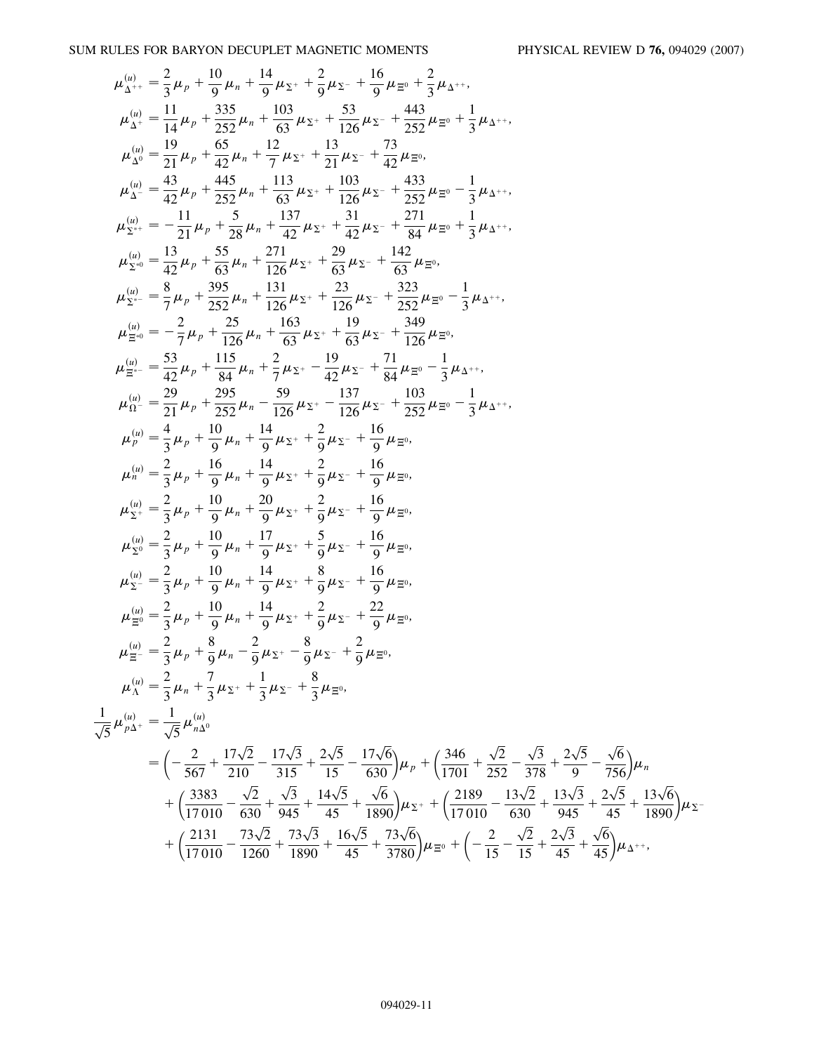$$\mu^{(u)}_{\Delta^{++}} = \frac{2}{3}\mu_p + \frac{10}{9}\mu_n + \frac{14}{9}\mu_{\Sigma^+} + \frac{2}{9}\mu_{\Sigma^-} + \frac{16}{9}\mu_{\Xi^0} + \frac{2}{3}\mu_{\Delta^{++}},$$

$$\mu^{(u)}_{\Delta^{+}} = \frac{11}{14}\mu_p + \frac{335}{252}\mu_n + \frac{103}{63}\mu_{\Sigma^+} + \frac{53}{126}\mu_{\Sigma^-} + \frac{443}{252}\mu_{\Xi^0} + \frac{1}{3}\mu_{\Delta^{++}},$$

$$\mu^{(u)}_{\Delta^{0}} = \frac{19}{21}\mu_p + \frac{65}{42}\mu_n + \frac{12}{7}\mu_{\Sigma^+} + \frac{13}{21}\mu_{\Sigma^-} + \frac{73}{42}\mu_{\Xi^0},$$

$$\mu^{(u)}_{\Delta^{-}} = \frac{43}{42}\mu_p + \frac{445}{252}\mu_n + \frac{113}{63}\mu_{\Sigma^+} + \frac{103}{126}\mu_{\Sigma^-} + \frac{433}{252}\mu_{\Xi^0} - \frac{1}{3}\mu_{\Delta^{++}},$$

$$\mu^{(u)}_{\Sigma^{*+}} = -\frac{11}{21}\mu_p + \frac{5}{28}\mu_n + \frac{137}{42}\mu_{\Sigma^+} + \frac{31}{42}\mu_{\Sigma^-} + \frac{271}{84}\mu_{\Xi^0} + \frac{1}{3}\mu_{\Delta^{++}},$$

$$\mu^{(u)}_{\Sigma^{*0}} = \frac{13}{42}\mu_p + \frac{55}{63}\mu_n + \frac{271}{126}\mu_{\Sigma^+} + \frac{29}{63}\mu_{\Sigma^-} + \frac{142}{63}\mu_{\Xi^0},$$

$$\mu^{(u)}_{\Sigma^{*-}} = \frac{8}{7}\mu_p + \frac{395}{252}\mu_n + \frac{131}{126}\mu_{\Sigma^+} + \frac{23}{126}\mu_{\Sigma^-} + \frac{323}{252}\mu_{\Xi^0} - \frac{1}{3}\mu_{\Delta^{++}},$$

$$\mu^{(u)}_{\Xi^{*0}} = -\frac{2}{7}\mu_p + \frac{25}{126}\mu_n + \frac{163}{63}\mu_{\Sigma^+} + \frac{19}{63}\mu_{\Sigma^-} + \frac{349}{126}\mu_{\Xi^0},$$

$$\mu^{(u)}_{\Xi^{*-}} = \frac{53}{42}\mu_p + \frac{115}{84}\mu_n + \frac{2}{7}\mu_{\Sigma^+} - \frac{19}{42}\mu_{\Sigma^-} + \frac{71}{84}\mu_{\Xi^0} - \frac{1}{3}\mu_{\Delta^{++}},$$

$$\mu^{(u)}_{\Omega^{-}} = \frac{29}{21}\mu_p + \frac{295}{252}\mu_n - \frac{59}{126}\mu_{\Sigma^+} - \frac{137}{126}\mu_{\Sigma^-} + \frac{103}{252}\mu_{\Xi^0} - \frac{1}{3}\mu_{\Delta^{++}},$$

$$\mu^{(u)}_{p} = \frac{4}{3}\mu_p + \frac{10}{9}\mu_n + \frac{14}{9}\mu_{\Sigma^+} + \frac{2}{9}\mu_{\Sigma^-} + \frac{16}{9}\mu_{\Xi^0},$$

$$\mu^{(u)}_{n} = \frac{2}{3}\mu_p + \frac{16}{9}\mu_n + \frac{14}{9}\mu_{\Sigma^+} + \frac{2}{9}\mu_{\Sigma^-} + \frac{16}{9}\mu_{\Xi^0},$$

$$\mu^{(u)}_{\Sigma^+} = \frac{2}{3}\mu_p + \frac{10}{9}\mu_n + \frac{20}{9}\mu_{\Sigma^+} + \frac{2}{9}\mu_{\Sigma^-} + \frac{16}{9}\mu_{\Xi^0},$$

$$\mu^{(u)}_{\Sigma^0} = \frac{2}{3}\mu_p + \frac{10}{9}\mu_n + \frac{17}{9}\mu_{\Sigma^+} + \frac{5}{9}\mu_{\Sigma^-} + \frac{16}{9}\mu_{\Xi^0},$$

$$\mu^{(u)}_{\Sigma^-} = \frac{2}{3}\mu_p + \frac{10}{9}\mu_n + \frac{14}{9}\mu_{\Sigma^+} + \frac{8}{9}\mu_{\Sigma^-} + \frac{16}{9}\mu_{\Xi^0},$$

$$\mu^{(u)}_{\Xi^0} = \frac{2}{3}\mu_p + \frac{10}{9}\mu_n + \frac{14}{9}\mu_{\Sigma^+} + \frac{2}{9}\mu_{\Sigma^-} + \frac{22}{9}\mu_{\Xi^0},$$

$$\mu^{(u)}_{\Xi^-} = \frac{2}{3}\mu_p + \frac{8}{9}\mu_n - \frac{2}{9}\mu_{\Sigma^+} - \frac{8}{9}\mu_{\Sigma^-} + \frac{2}{9}\mu_{\Xi^0},$$

$$\mu^{(u)}_{\Lambda} = \frac{2}{3}\mu_n + \frac{7}{3}\mu_{\Sigma^+} + \frac{1}{3}\mu_{\Sigma^-} + \frac{8}{3}\mu_{\Xi^0},$$

$$\begin{aligned}
\frac{1}{\sqrt{5}}\mu^{(u)}_{p\Delta^+} &= \frac{1}{\sqrt{5}}\mu^{(u)}_{n\Delta^0} \\
&= \left(-\frac{2}{567} + \frac{17\sqrt{2}}{210} - \frac{17\sqrt{3}}{315} + \frac{2\sqrt{5}}{15} - \frac{17\sqrt{6}}{630}\right)\mu_p + \left(\frac{346}{1701} + \frac{\sqrt{2}}{252} - \frac{\sqrt{3}}{378} + \frac{2\sqrt{5}}{9} - \frac{\sqrt{6}}{756}\right)\mu_n \\
&\quad + \left(\frac{3383}{17010} - \frac{\sqrt{2}}{630} + \frac{\sqrt{3}}{945} + \frac{14\sqrt{5}}{45} + \frac{\sqrt{6}}{1890}\right)\mu_{\Sigma^+} + \left(\frac{2189}{17010} - \frac{13\sqrt{2}}{630} + \frac{13\sqrt{3}}{945} + \frac{2\sqrt{5}}{45} + \frac{13\sqrt{6}}{1890}\right)\mu_{\Sigma^-} \\
&\quad + \left(\frac{2131}{17010} - \frac{73\sqrt{2}}{1260} + \frac{73\sqrt{3}}{1890} + \frac{16\sqrt{5}}{45} + \frac{73\sqrt{6}}{3780}\right)\mu_{\Xi^0} + \left(-\frac{2}{15} - \frac{\sqrt{2}}{15} + \frac{2\sqrt{3}}{45} + \frac{\sqrt{6}}{45}\right)\mu_{\Delta^{++}},
\end{aligned}$$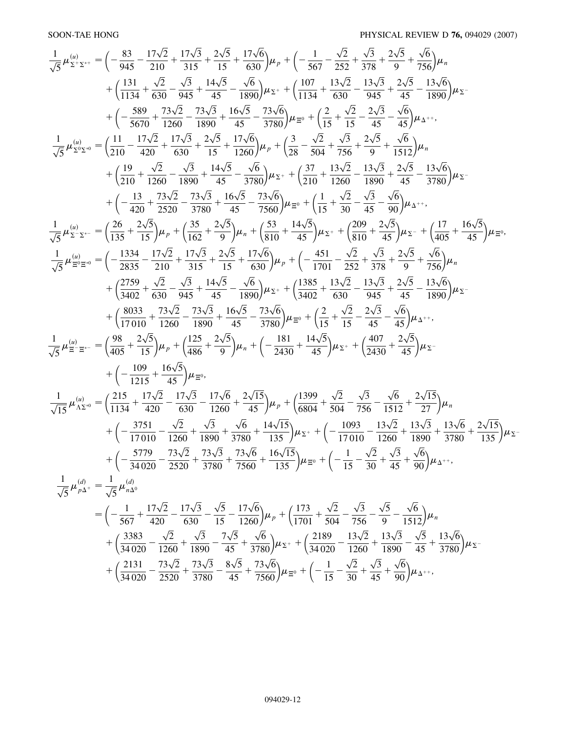$$
\begin{aligned}
\frac{1}{\sqrt{5}}\mu^{(u)}_{\Sigma^+\Sigma^{*+}} =& \Big(-\frac{83}{945}-\frac{17\sqrt{2}}{210}+\frac{17\sqrt{3}}{315}+\frac{2\sqrt{5}}{15}+\frac{17\sqrt{6}}{630}\Big)\mu_p + \Big(-\frac{1}{567}-\frac{\sqrt{2}}{252}+\frac{\sqrt{3}}{378}+\frac{2\sqrt{5}}{9}+\frac{\sqrt{6}}{756}\Big)\mu_n \\
&+\Big(\frac{131}{1134}+\frac{\sqrt{2}}{630}-\frac{\sqrt{3}}{945}+\frac{14\sqrt{5}}{45}-\frac{\sqrt{6}}{1890}\Big)\mu_{\Sigma^+} + \Big(\frac{107}{1134}+\frac{13\sqrt{2}}{630}-\frac{13\sqrt{3}}{945}+\frac{2\sqrt{5}}{45}-\frac{13\sqrt{6}}{1890}\Big)\mu_{\Sigma^-} \\
&+\Big(-\frac{589}{5670}+\frac{73\sqrt{2}}{1260}-\frac{73\sqrt{3}}{1890}+\frac{16\sqrt{5}}{45}-\frac{73\sqrt{6}}{3780}\Big)\mu_{\Xi^0} + \Big(\frac{2}{15}+\frac{\sqrt{2}}{15}-\frac{2\sqrt{3}}{45}-\frac{\sqrt{6}}{45}\Big)\mu_{\Delta^{++}},
\end{aligned}
$$

$$
\begin{aligned}
\frac{1}{\sqrt{5}}\mu^{(u)}_{\Sigma^0\Sigma^{*0}} =& \Big(\frac{11}{210}-\frac{17\sqrt{2}}{420}+\frac{17\sqrt{3}}{630}+\frac{2\sqrt{5}}{15}+\frac{17\sqrt{6}}{1260}\Big)\mu_p + \Big(\frac{3}{28}-\frac{\sqrt{2}}{504}+\frac{\sqrt{3}}{756}+\frac{2\sqrt{5}}{9}+\frac{\sqrt{6}}{1512}\Big)\mu_n \\
&+\Big(\frac{19}{210}+\frac{\sqrt{2}}{1260}-\frac{\sqrt{3}}{1890}+\frac{14\sqrt{5}}{45}-\frac{\sqrt{6}}{3780}\Big)\mu_{\Sigma^+} + \Big(\frac{37}{210}+\frac{13\sqrt{2}}{1260}-\frac{13\sqrt{3}}{1890}+\frac{2\sqrt{5}}{45}-\frac{13\sqrt{6}}{3780}\Big)\mu_{\Sigma^-} \\
&+\Big(-\frac{13}{420}+\frac{73\sqrt{2}}{2520}-\frac{73\sqrt{3}}{3780}+\frac{16\sqrt{5}}{45}-\frac{73\sqrt{6}}{7560}\Big)\mu_{\Xi^0} + \Big(\frac{1}{15}+\frac{\sqrt{2}}{30}-\frac{\sqrt{3}}{45}-\frac{\sqrt{6}}{90}\Big)\mu_{\Delta^{++}},
\end{aligned}
$$

$$
\frac{1}{\sqrt{5}}\mu^{(u)}_{\Sigma^-\Sigma^{*-}} = \Big(\frac{26}{135}+\frac{2\sqrt{5}}{15}\Big)\mu_p + \Big(\frac{35}{162}+\frac{2\sqrt{5}}{9}\Big)\mu_n + \Big(\frac{53}{810}+\frac{14\sqrt{5}}{45}\Big)\mu_{\Sigma^+} + \Big(\frac{209}{810}+\frac{2\sqrt{5}}{45}\Big)\mu_{\Sigma^-} + \Big(\frac{17}{405}+\frac{16\sqrt{5}}{45}\Big)\mu_{\Xi^0},
$$

$$
\begin{aligned}
\frac{1}{\sqrt{5}}\mu^{(u)}_{\Xi^0\Xi^{*0}} =& \Big(-\frac{1334}{2835}-\frac{17\sqrt{2}}{210}+\frac{17\sqrt{3}}{315}+\frac{2\sqrt{5}}{15}+\frac{17\sqrt{6}}{630}\Big)\mu_p + \Big(-\frac{451}{1701}-\frac{\sqrt{2}}{252}+\frac{\sqrt{3}}{378}+\frac{2\sqrt{5}}{9}+\frac{\sqrt{6}}{756}\Big)\mu_n \\
&+\Big(\frac{2759}{3402}+\frac{\sqrt{2}}{630}-\frac{\sqrt{3}}{945}+\frac{14\sqrt{5}}{45}-\frac{\sqrt{6}}{1890}\Big)\mu_{\Sigma^+} + \Big(\frac{1385}{3402}+\frac{13\sqrt{2}}{630}-\frac{13\sqrt{3}}{945}+\frac{2\sqrt{5}}{45}-\frac{13\sqrt{6}}{1890}\Big)\mu_{\Sigma^-} \\
&+\Big(\frac{8033}{17010}+\frac{73\sqrt{2}}{1260}-\frac{73\sqrt{3}}{1890}+\frac{16\sqrt{5}}{45}-\frac{73\sqrt{6}}{3780}\Big)\mu_{\Xi^0} + \Big(\frac{2}{15}+\frac{\sqrt{2}}{15}-\frac{2\sqrt{3}}{45}-\frac{\sqrt{6}}{45}\Big)\mu_{\Delta^{++}},
\end{aligned}
$$

$$
\begin{aligned}
\frac{1}{\sqrt{5}}\mu^{(u)}_{\Xi^-\Xi^{*-}} =& \Big(\frac{98}{405}+\frac{2\sqrt{5}}{15}\Big)\mu_p + \Big(\frac{125}{486}+\frac{2\sqrt{5}}{9}\Big)\mu_n + \Big(-\frac{181}{2430}+\frac{14\sqrt{5}}{45}\Big)\mu_{\Sigma^+} + \Big(\frac{407}{2430}+\frac{2\sqrt{5}}{45}\Big)\mu_{\Sigma^-} \\
&+\Big(-\frac{109}{1215}+\frac{16\sqrt{5}}{45}\Big)\mu_{\Xi^0},
\end{aligned}
$$

$$
\begin{aligned}
\frac{1}{\sqrt{15}}\mu^{(u)}_{\Lambda\Sigma^{*0}} =& \Big(\frac{215}{1134}+\frac{17\sqrt{2}}{420}-\frac{17\sqrt{3}}{630}-\frac{17\sqrt{6}}{1260}+\frac{2\sqrt{15}}{45}\Big)\mu_p + \Big(\frac{1399}{6804}+\frac{\sqrt{2}}{504}-\frac{\sqrt{3}}{756}-\frac{\sqrt{6}}{1512}+\frac{2\sqrt{15}}{27}\Big)\mu_n \\
&+\Big(-\frac{3751}{17010}-\frac{\sqrt{2}}{1260}+\frac{\sqrt{3}}{1890}+\frac{\sqrt{6}}{3780}+\frac{14\sqrt{15}}{135}\Big)\mu_{\Sigma^+} + \Big(-\frac{1093}{17010}-\frac{13\sqrt{2}}{1260}+\frac{13\sqrt{3}}{1890}+\frac{13\sqrt{6}}{3780}+\frac{2\sqrt{15}}{135}\Big)\mu_{\Sigma^-} \\
&+\Big(-\frac{5779}{34020}-\frac{73\sqrt{2}}{2520}+\frac{73\sqrt{3}}{3780}+\frac{73\sqrt{6}}{7560}+\frac{16\sqrt{15}}{135}\Big)\mu_{\Xi^0} + \Big(-\frac{1}{15}-\frac{\sqrt{2}}{30}+\frac{\sqrt{3}}{45}+\frac{\sqrt{6}}{90}\Big)\mu_{\Delta^{++}},
\end{aligned}
$$

$$
\begin{aligned}
\frac{1}{\sqrt{5}}\mu^{(d)}_{p\Delta^+} =& \frac{1}{\sqrt{5}}\mu^{(d)}_{n\Delta^0} \\
=& \Big(-\frac{1}{567}+\frac{17\sqrt{2}}{420}-\frac{17\sqrt{3}}{630}-\frac{\sqrt{5}}{15}-\frac{17\sqrt{6}}{1260}\Big)\mu_p + \Big(\frac{173}{1701}+\frac{\sqrt{2}}{504}-\frac{\sqrt{3}}{756}-\frac{\sqrt{5}}{9}-\frac{\sqrt{6}}{1512}\Big)\mu_n \\
&+\Big(\frac{3383}{34020}-\frac{\sqrt{2}}{1260}+\frac{\sqrt{3}}{1890}-\frac{7\sqrt{5}}{45}+\frac{\sqrt{6}}{3780}\Big)\mu_{\Sigma^+} + \Big(\frac{2189}{34020}-\frac{13\sqrt{2}}{1260}+\frac{13\sqrt{3}}{1890}-\frac{\sqrt{5}}{45}+\frac{13\sqrt{6}}{3780}\Big)\mu_{\Sigma^-} \\
&+\Big(\frac{2131}{34020}-\frac{73\sqrt{2}}{2520}+\frac{73\sqrt{3}}{3780}-\frac{8\sqrt{5}}{45}+\frac{73\sqrt{6}}{7560}\Big)\mu_{\Xi^0} + \Big(-\frac{1}{15}-\frac{\sqrt{2}}{30}+\frac{\sqrt{3}}{45}+\frac{\sqrt{6}}{90}\Big)\mu_{\Delta^{++}},
\end{aligned}
$$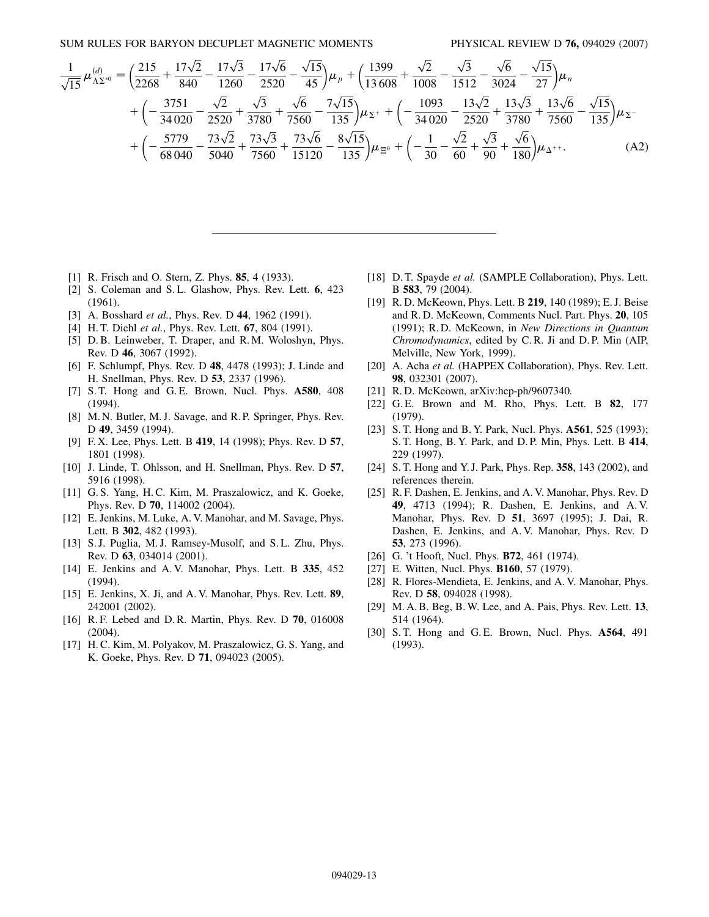$$
\begin{aligned}
\frac{1}{\sqrt{15}}\mu^{(d)}_{\Lambda\Sigma^{*0}} = {} & \left(\frac{215}{2268}+\frac{17\sqrt{2}}{840}-\frac{17\sqrt{3}}{1260}-\frac{17\sqrt{6}}{2520}-\frac{\sqrt{15}}{45}\right)\mu_p+\left(\frac{1399}{13\,608}+\frac{\sqrt{2}}{1008}-\frac{\sqrt{3}}{1512}-\frac{\sqrt{6}}{3024}-\frac{\sqrt{15}}{27}\right)\mu_n \\
& +\left(-\frac{3751}{34\,020}-\frac{\sqrt{2}}{2520}+\frac{\sqrt{3}}{3780}+\frac{\sqrt{6}}{7560}-\frac{7\sqrt{15}}{135}\right)\mu_{\Sigma^+}+\left(-\frac{1093}{34\,020}-\frac{13\sqrt{2}}{2520}+\frac{13\sqrt{3}}{3780}+\frac{13\sqrt{6}}{7560}-\frac{\sqrt{15}}{135}\right)\mu_{\Sigma^-} \\
& +\left(-\frac{5779}{68\,040}-\frac{73\sqrt{2}}{5040}+\frac{73\sqrt{3}}{7560}+\frac{73\sqrt{6}}{15120}-\frac{8\sqrt{15}}{135}\right)\mu_{\Xi^0}+\left(-\frac{1}{30}-\frac{\sqrt{2}}{60}+\frac{\sqrt{3}}{90}+\frac{\sqrt{6}}{180}\right)\mu_{\Delta^{++}}. \qquad \text{(A2)}
\end{aligned}
$$

---

[1] R. Frisch and O. Stern, Z. Phys. **85**, 4 (1933).

[2] S. Coleman and S. L. Glashow, Phys. Rev. Lett. **6**, 423 (1961).

[3] A. Bosshard *et al.*, Phys. Rev. D **44**, 1962 (1991).

[4] H. T. Diehl *et al.*, Phys. Rev. Lett. **67**, 804 (1991).

[5] D. B. Leinweber, T. Draper, and R. M. Woloshyn, Phys. Rev. D **46**, 3067 (1992).

[6] F. Schlumpf, Phys. Rev. D **48**, 4478 (1993); J. Linde and H. Snellman, Phys. Rev. D **53**, 2337 (1996).

[7] S. T. Hong and G. E. Brown, Nucl. Phys. **A580**, 408 (1994).

[8] M. N. Butler, M. J. Savage, and R. P. Springer, Phys. Rev. D **49**, 3459 (1994).

[9] F. X. Lee, Phys. Lett. B **419**, 14 (1998); Phys. Rev. D **57**, 1801 (1998).

[10] J. Linde, T. Ohlsson, and H. Snellman, Phys. Rev. D **57**, 5916 (1998).

[11] G. S. Yang, H. C. Kim, M. Praszalowicz, and K. Goeke, Phys. Rev. D **70**, 114002 (2004).

[12] E. Jenkins, M. Luke, A. V. Manohar, and M. Savage, Phys. Lett. B **302**, 482 (1993).

[13] S. J. Puglia, M. J. Ramsey-Musolf, and S. L. Zhu, Phys. Rev. D **63**, 034014 (2001).

[14] E. Jenkins and A. V. Manohar, Phys. Lett. B **335**, 452 (1994).

[15] E. Jenkins, X. Ji, and A. V. Manohar, Phys. Rev. Lett. **89**, 242001 (2002).

[16] R. F. Lebed and D. R. Martin, Phys. Rev. D **70**, 016008 (2004).

[17] H. C. Kim, M. Polyakov, M. Praszalowicz, G. S. Yang, and K. Goeke, Phys. Rev. D **71**, 094023 (2005).

[18] D. T. Spayde *et al.* (SAMPLE Collaboration), Phys. Lett. B **583**, 79 (2004).

[19] R. D. McKeown, Phys. Lett. B **219**, 140 (1989); E. J. Beise and R. D. McKeown, Comments Nucl. Part. Phys. **20**, 105 (1991); R. D. McKeown, in *New Directions in Quantum Chromodynamics*, edited by C. R. Ji and D. P. Min (AIP, Melville, New York, 1999).

[20] A. Acha *et al.* (HAPPEX Collaboration), Phys. Rev. Lett. **98**, 032301 (2007).

[21] R. D. McKeown, arXiv:hep-ph/9607340.

[22] G. E. Brown and M. Rho, Phys. Lett. B **82**, 177 (1979).

[23] S. T. Hong and B. Y. Park, Nucl. Phys. **A561**, 525 (1993); S. T. Hong, B. Y. Park, and D. P. Min, Phys. Lett. B **414**, 229 (1997).

[24] S. T. Hong and Y. J. Park, Phys. Rep. **358**, 143 (2002), and references therein.

[25] R. F. Dashen, E. Jenkins, and A. V. Manohar, Phys. Rev. D **49**, 4713 (1994); R. Dashen, E. Jenkins, and A. V. Manohar, Phys. Rev. D **51**, 3697 (1995); J. Dai, R. Dashen, E. Jenkins, and A. V. Manohar, Phys. Rev. D **53**, 273 (1996).

[26] G. 't Hooft, Nucl. Phys. **B72**, 461 (1974).

[27] E. Witten, Nucl. Phys. **B160**, 57 (1979).

[28] R. Flores-Mendieta, E. Jenkins, and A. V. Manohar, Phys. Rev. D **58**, 094028 (1998).

[29] M. A. B. Beg, B. W. Lee, and A. Pais, Phys. Rev. Lett. **13**, 514 (1964).

[30] S. T. Hong and G. E. Brown, Nucl. Phys. **A564**, 491 (1993).